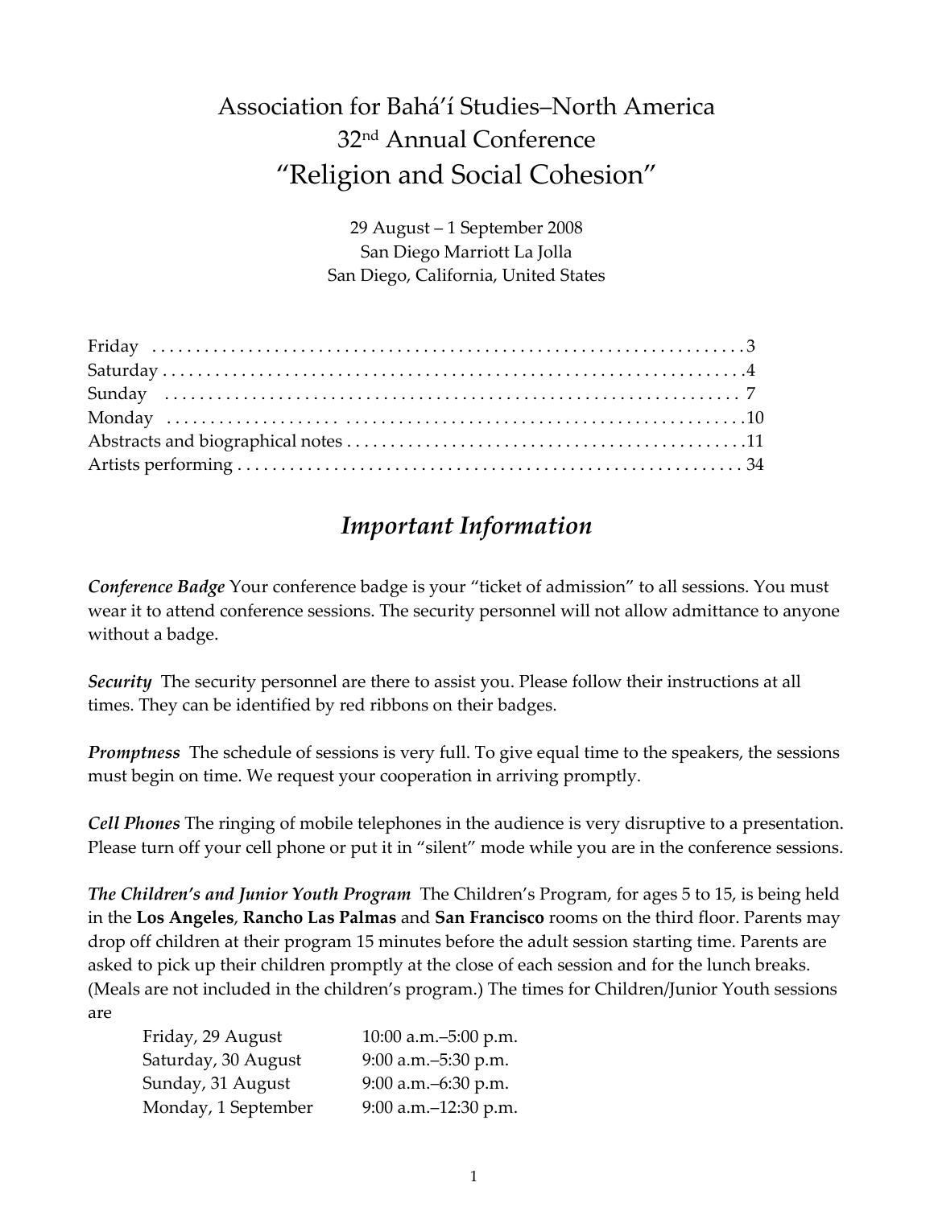# Association for Bahá'í Studies–North America
## 32nd Annual Conference
## "Religion and Social Cohesion"

29 August – 1 September 2008
San Diego Marriott La Jolla
San Diego, California, United States

| | |
|---|---|
| Friday | 3 |
| Saturday | 4 |
| Sunday | 7 |
| Monday | 10 |
| Abstracts and biographical notes | 11 |
| Artists performing | 34 |

## *Important Information*

***Conference Badge*** Your conference badge is your "ticket of admission" to all sessions. You must wear it to attend conference sessions. The security personnel will not allow admittance to anyone without a badge.

***Security*** The security personnel are there to assist you. Please follow their instructions at all times. They can be identified by red ribbons on their badges.

***Promptness*** The schedule of sessions is very full. To give equal time to the speakers, the sessions must begin on time. We request your cooperation in arriving promptly.

***Cell Phones*** The ringing of mobile telephones in the audience is very disruptive to a presentation. Please turn off your cell phone or put it in "silent" mode while you are in the conference sessions.

***The Children's and Junior Youth Program*** The Children's Program, for ages 5 to 15, is being held in the **Los Angeles**, **Rancho Las Palmas** and **San Francisco** rooms on the third floor. Parents may drop off children at their program 15 minutes before the adult session starting time. Parents are asked to pick up their children promptly at the close of each session and for the lunch breaks. (Meals are not included in the children's program.) The times for Children/Junior Youth sessions are

| | |
|---|---|
| Friday, 29 August | 10:00 a.m.–5:00 p.m. |
| Saturday, 30 August | 9:00 a.m.–5:30 p.m. |
| Sunday, 31 August | 9:00 a.m.–6:30 p.m. |
| Monday, 1 September | 9:00 a.m.–12:30 p.m. |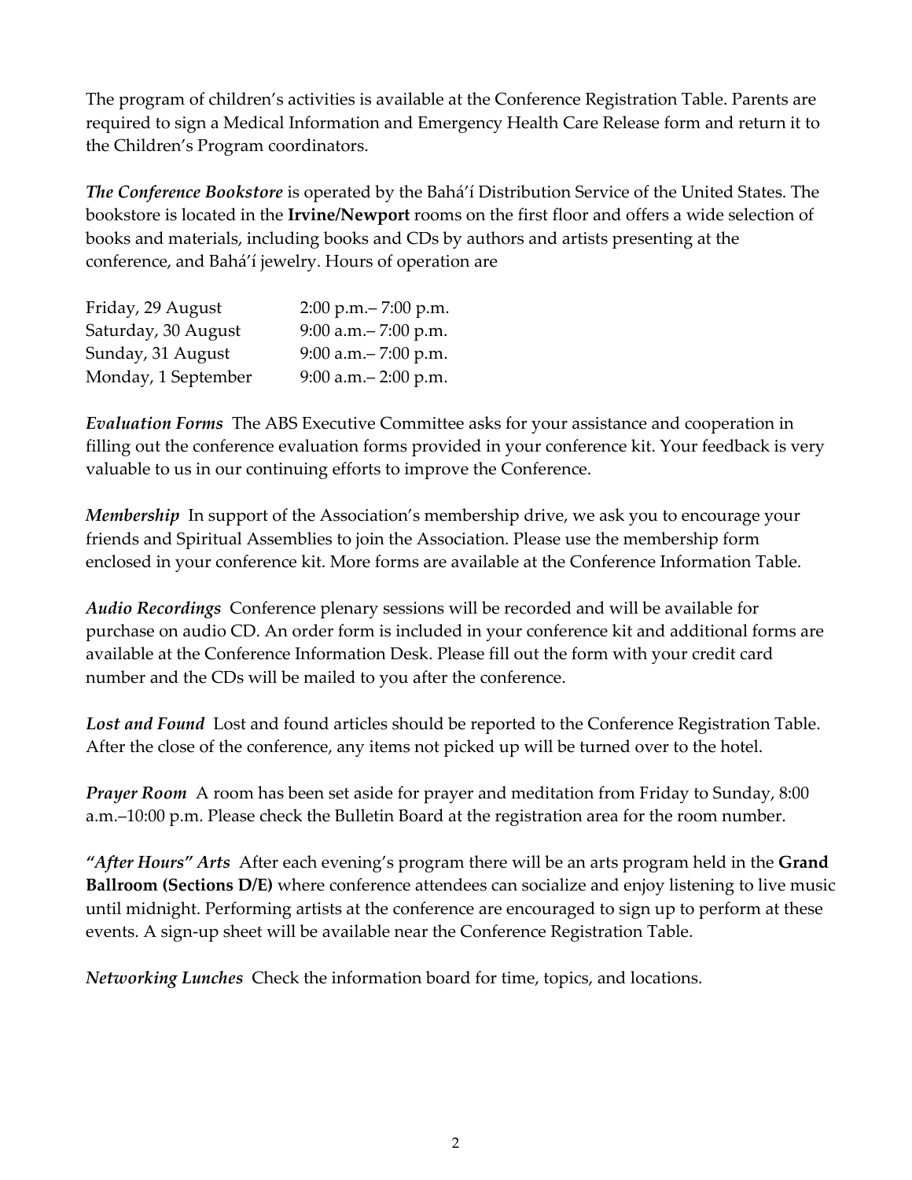The program of children's activities is available at the Conference Registration Table. Parents are required to sign a Medical Information and Emergency Health Care Release form and return it to the Children's Program coordinators.

***The Conference Bookstore*** is operated by the Bahá'í Distribution Service of the United States. The bookstore is located in the **Irvine/Newport** rooms on the first floor and offers a wide selection of books and materials, including books and CDs by authors and artists presenting at the conference, and Bahá'í jewelry. Hours of operation are

| | |
|---|---|
| Friday, 29 August | 2:00 p.m.– 7:00 p.m. |
| Saturday, 30 August | 9:00 a.m.– 7:00 p.m. |
| Sunday, 31 August | 9:00 a.m.– 7:00 p.m. |
| Monday, 1 September | 9:00 a.m.– 2:00 p.m. |

***Evaluation Forms*** The ABS Executive Committee asks for your assistance and cooperation in filling out the conference evaluation forms provided in your conference kit. Your feedback is very valuable to us in our continuing efforts to improve the Conference.

***Membership*** In support of the Association's membership drive, we ask you to encourage your friends and Spiritual Assemblies to join the Association. Please use the membership form enclosed in your conference kit. More forms are available at the Conference Information Table.

***Audio Recordings*** Conference plenary sessions will be recorded and will be available for purchase on audio CD. An order form is included in your conference kit and additional forms are available at the Conference Information Desk. Please fill out the form with your credit card number and the CDs will be mailed to you after the conference.

***Lost and Found*** Lost and found articles should be reported to the Conference Registration Table. After the close of the conference, any items not picked up will be turned over to the hotel.

***Prayer Room*** A room has been set aside for prayer and meditation from Friday to Sunday, 8:00 a.m.–10:00 p.m. Please check the Bulletin Board at the registration area for the room number.

***"After Hours" Arts*** After each evening's program there will be an arts program held in the **Grand Ballroom (Sections D/E)** where conference attendees can socialize and enjoy listening to live music until midnight. Performing artists at the conference are encouraged to sign up to perform at these events. A sign-up sheet will be available near the Conference Registration Table.

***Networking Lunches*** Check the information board for time, topics, and locations.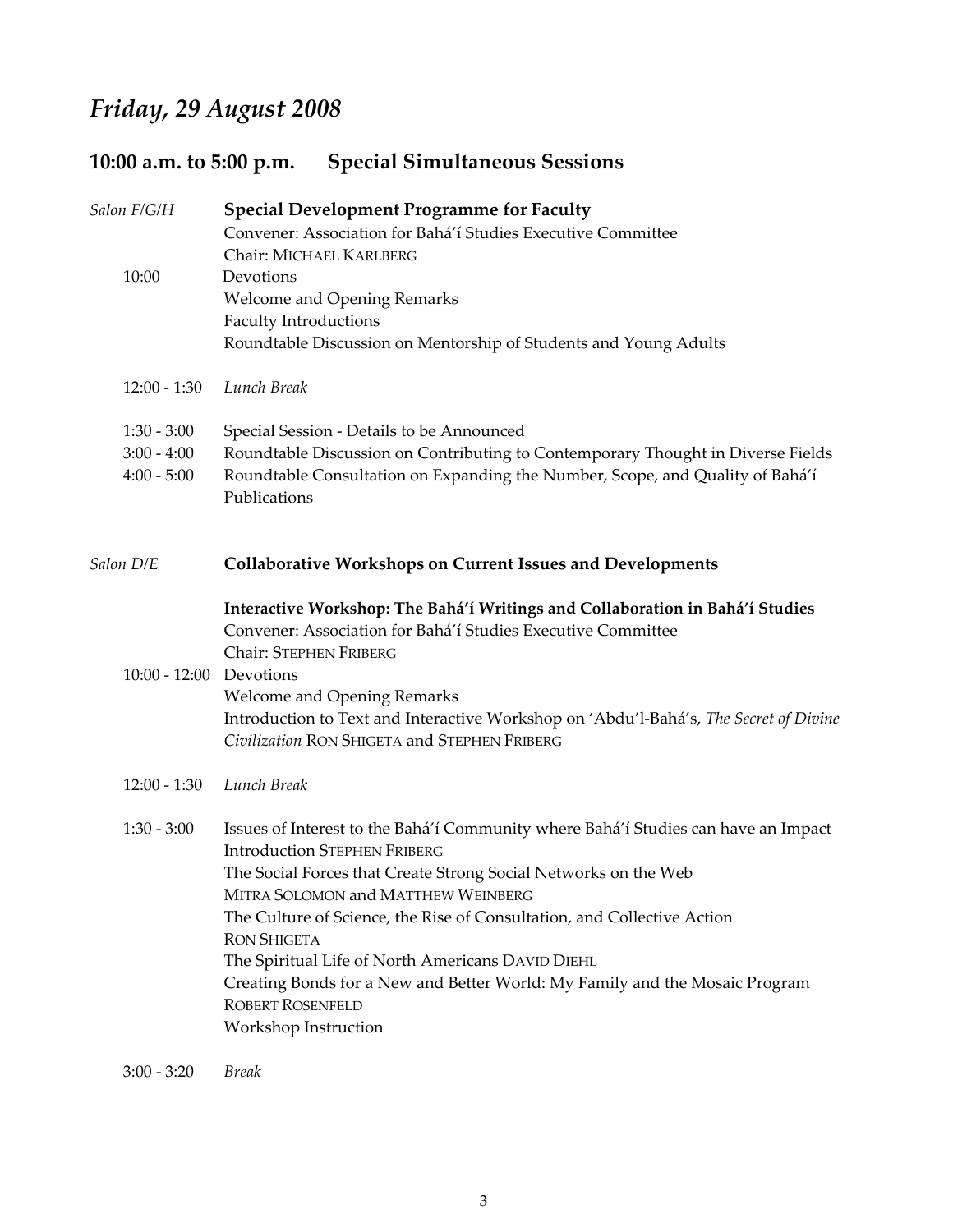# *Friday, 29 August 2008*

## 10:00 a.m. to 5:00 p.m. Special Simultaneous Sessions

*Salon F/G/H* **Special Development Programme for Faculty**
Convener: Association for Bahá'í Studies Executive Committee
Chair: MICHAEL KARLBERG

10:00 Devotions
Welcome and Opening Remarks
Faculty Introductions
Roundtable Discussion on Mentorship of Students and Young Adults

12:00 - 1:30 *Lunch Break*

1:30 - 3:00 Special Session - Details to be Announced
3:00 - 4:00 Roundtable Discussion on Contributing to Contemporary Thought in Diverse Fields
4:00 - 5:00 Roundtable Consultation on Expanding the Number, Scope, and Quality of Bahá'í Publications

*Salon D/E* **Collaborative Workshops on Current Issues and Developments**

**Interactive Workshop: The Bahá'í Writings and Collaboration in Bahá'í Studies**
Convener: Association for Bahá'í Studies Executive Committee
Chair: STEPHEN FRIBERG

10:00 - 12:00 Devotions
Welcome and Opening Remarks
Introduction to Text and Interactive Workshop on 'Abdu'l-Bahá's, *The Secret of Divine Civilization* RON SHIGETA and STEPHEN FRIBERG

12:00 - 1:30 *Lunch Break*

1:30 - 3:00 Issues of Interest to the Bahá'í Community where Bahá'í Studies can have an Impact
Introduction STEPHEN FRIBERG
The Social Forces that Create Strong Social Networks on the Web
MITRA SOLOMON and MATTHEW WEINBERG
The Culture of Science, the Rise of Consultation, and Collective Action
RON SHIGETA
The Spiritual Life of North Americans DAVID DIEHL
Creating Bonds for a New and Better World: My Family and the Mosaic Program
ROBERT ROSENFELD
Workshop Instruction

3:00 - 3:20 *Break*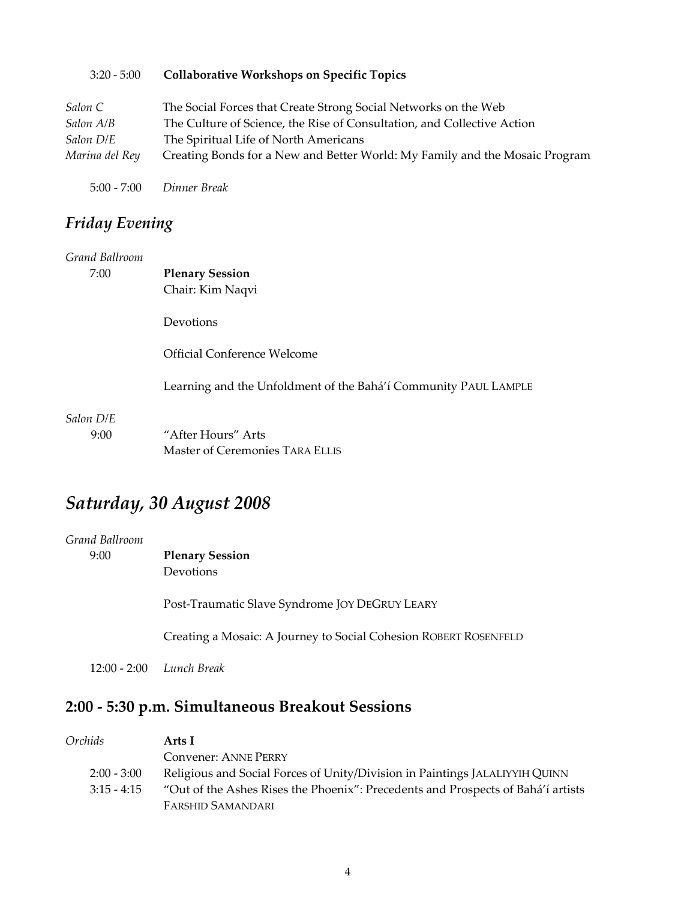3:20 - 5:00 **Collaborative Workshops on Specific Topics**

*Salon C* The Social Forces that Create Strong Social Networks on the Web
*Salon A/B* The Culture of Science, the Rise of Consultation, and Collective Action
*Salon D/E* The Spiritual Life of North Americans
*Marina del Rey* Creating Bonds for a New and Better World: My Family and the Mosaic Program

5:00 - 7:00 *Dinner Break*

## *Friday Evening*

*Grand Ballroom*

7:00 **Plenary Session**
Chair: Kim Naqvi

Devotions

Official Conference Welcome

Learning and the Unfoldment of the Bahá'í Community PAUL LAMPLE

*Salon D/E*

9:00 "After Hours" Arts
Master of Ceremonies TARA ELLIS

# *Saturday, 30 August 2008*

*Grand Ballroom*

9:00 **Plenary Session**
Devotions

Post-Traumatic Slave Syndrome JOY DEGRUY LEARY

Creating a Mosaic: A Journey to Social Cohesion ROBERT ROSENFELD

12:00 - 2:00 *Lunch Break*

## **2:00 - 5:30 p.m. Simultaneous Breakout Sessions**

*Orchids* **Arts I**
Convener: ANNE PERRY

2:00 - 3:00 Religious and Social Forces of Unity/Division in Paintings JALALIYYIH QUINN
3:15 - 4:15 "Out of the Ashes Rises the Phoenix": Precedents and Prospects of Bahá'í artists FARSHID SAMANDARI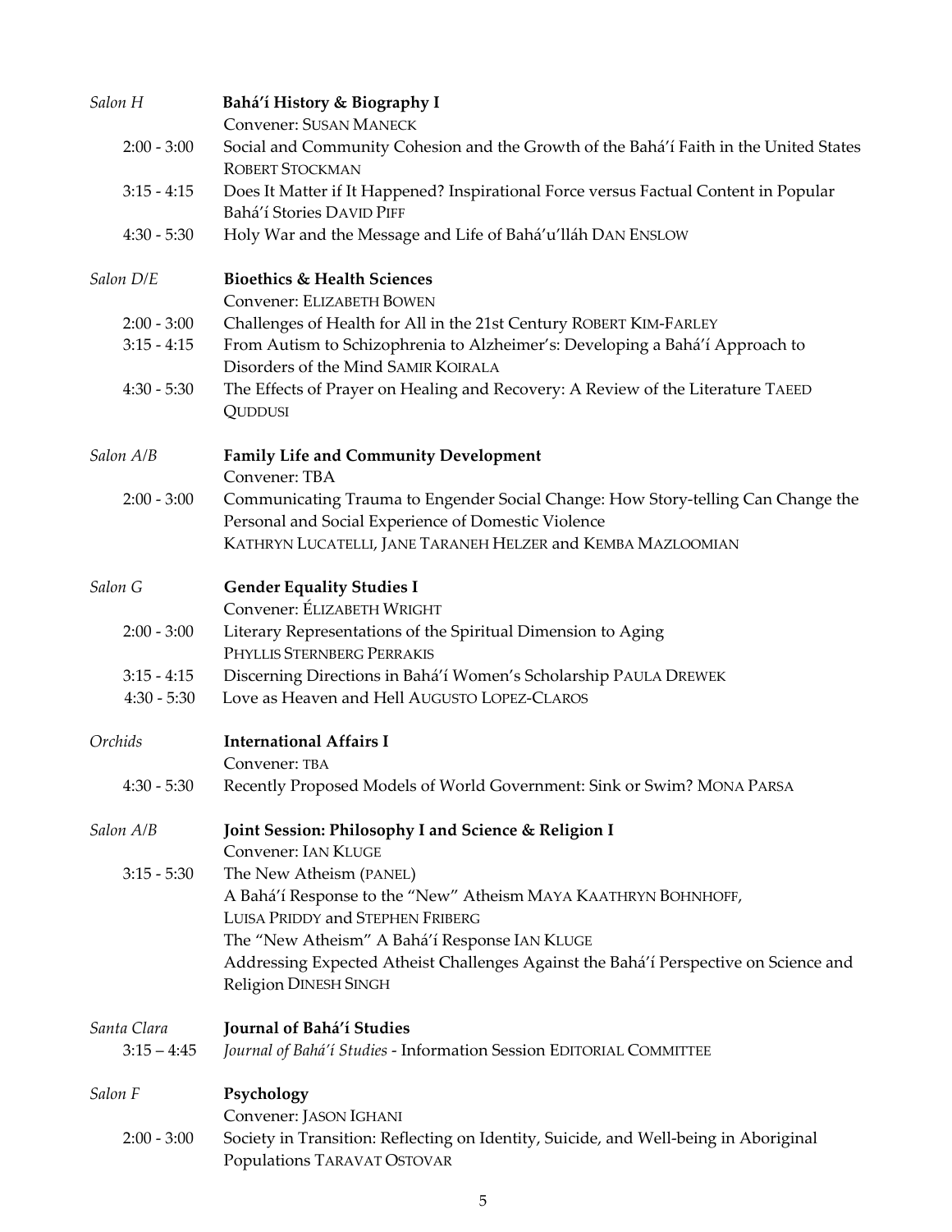*Salon H* **Bahá'í History & Biography I**

Convener: SUSAN MANECK

2:00 - 3:00 Social and Community Cohesion and the Growth of the Bahá'í Faith in the United States ROBERT STOCKMAN

3:15 - 4:15 Does It Matter if It Happened? Inspirational Force versus Factual Content in Popular Bahá'í Stories DAVID PIFF

4:30 - 5:30 Holy War and the Message and Life of Bahá'u'lláh DAN ENSLOW

*Salon D/E* **Bioethics & Health Sciences**

Convener: ELIZABETH BOWEN

2:00 - 3:00 Challenges of Health for All in the 21st Century ROBERT KIM-FARLEY

3:15 - 4:15 From Autism to Schizophrenia to Alzheimer's: Developing a Bahá'í Approach to Disorders of the Mind SAMIR KOIRALA

4:30 - 5:30 The Effects of Prayer on Healing and Recovery: A Review of the Literature TAEED QUDDUSI

*Salon A/B* **Family Life and Community Development**

Convener: TBA

2:00 - 3:00 Communicating Trauma to Engender Social Change: How Story-telling Can Change the Personal and Social Experience of Domestic Violence
KATHRYN LUCATELLI, JANE TARANEH HELZER and KEMBA MAZLOOMIAN

*Salon G* **Gender Equality Studies I**

Convener: ÉLIZABETH WRIGHT

2:00 - 3:00 Literary Representations of the Spiritual Dimension to Aging PHYLLIS STERNBERG PERRAKIS

3:15 - 4:15 Discerning Directions in Bahá'í Women's Scholarship PAULA DREWEK

4:30 - 5:30 Love as Heaven and Hell AUGUSTO LOPEZ-CLAROS

*Orchids* **International Affairs I**

Convener: TBA

4:30 - 5:30 Recently Proposed Models of World Government: Sink or Swim? MONA PARSA

*Salon A/B* **Joint Session: Philosophy I and Science & Religion I**

Convener: IAN KLUGE

3:15 - 5:30 The New Atheism (PANEL)

A Bahá'í Response to the "New" Atheism MAYA KAATHRYN BOHNHOFF, LUISA PRIDDY and STEPHEN FRIBERG

The "New Atheism" A Bahá'í Response IAN KLUGE

Addressing Expected Atheist Challenges Against the Bahá'í Perspective on Science and Religion DINESH SINGH

*Santa Clara* **Journal of Bahá'í Studies**

3:15 – 4:45 *Journal of Bahá'í Studies* - Information Session EDITORIAL COMMITTEE

*Salon F* **Psychology**

Convener: JASON IGHANI

2:00 - 3:00 Society in Transition: Reflecting on Identity, Suicide, and Well-being in Aboriginal Populations TARAVAT OSTOVAR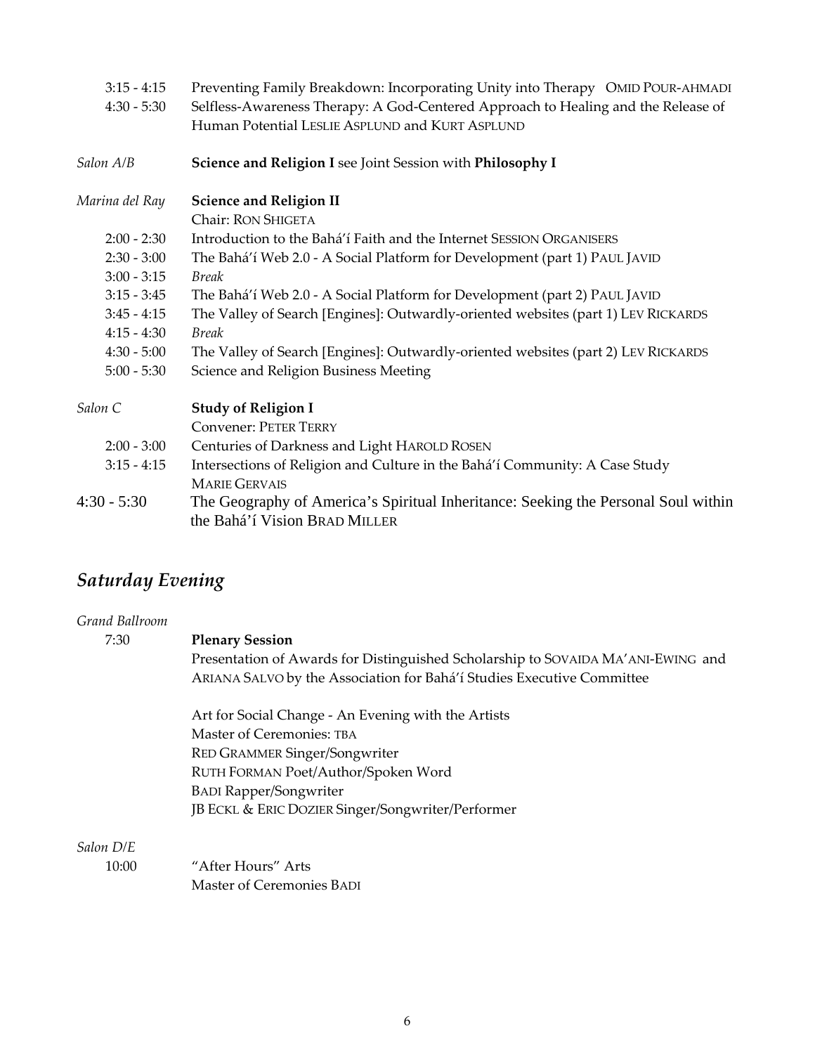3:15 - 4:15 Preventing Family Breakdown: Incorporating Unity into Therapy OMID POUR-AHMADI

4:30 - 5:30 Selfless-Awareness Therapy: A God-Centered Approach to Healing and the Release of Human Potential LESLIE ASPLUND and KURT ASPLUND

*Salon A/B* **Science and Religion I** see Joint Session with **Philosophy I**

*Marina del Ray* **Science and Religion II**

Chair: RON SHIGETA

2:00 - 2:30 Introduction to the Bahá'í Faith and the Internet SESSION ORGANISERS

2:30 - 3:00 The Bahá'í Web 2.0 - A Social Platform for Development (part 1) PAUL JAVID

3:00 - 3:15 *Break*

3:15 - 3:45 The Bahá'í Web 2.0 - A Social Platform for Development (part 2) PAUL JAVID

3:45 - 4:15 The Valley of Search [Engines]: Outwardly-oriented websites (part 1) LEV RICKARDS

4:15 - 4:30 *Break*

4:30 - 5:00 The Valley of Search [Engines]: Outwardly-oriented websites (part 2) LEV RICKARDS

5:00 - 5:30 Science and Religion Business Meeting

*Salon C* **Study of Religion I**

Convener: PETER TERRY

2:00 - 3:00 Centuries of Darkness and Light HAROLD ROSEN

3:15 - 4:15 Intersections of Religion and Culture in the Bahá'í Community: A Case Study MARIE GERVAIS

4:30 - 5:30 The Geography of America's Spiritual Inheritance: Seeking the Personal Soul within the Bahá'í Vision BRAD MILLER

## *Saturday Evening*

*Grand Ballroom*

7:30 **Plenary Session**

Presentation of Awards for Distinguished Scholarship to SOVAIDA MA'ANI-EWING and ARIANA SALVO by the Association for Bahá'í Studies Executive Committee

Art for Social Change - An Evening with the Artists

Master of Ceremonies: TBA

RED GRAMMER Singer/Songwriter

RUTH FORMAN Poet/Author/Spoken Word

BADI Rapper/Songwriter

JB ECKL & ERIC DOZIER Singer/Songwriter/Performer

*Salon D/E*

10:00 "After Hours" Arts

Master of Ceremonies BADI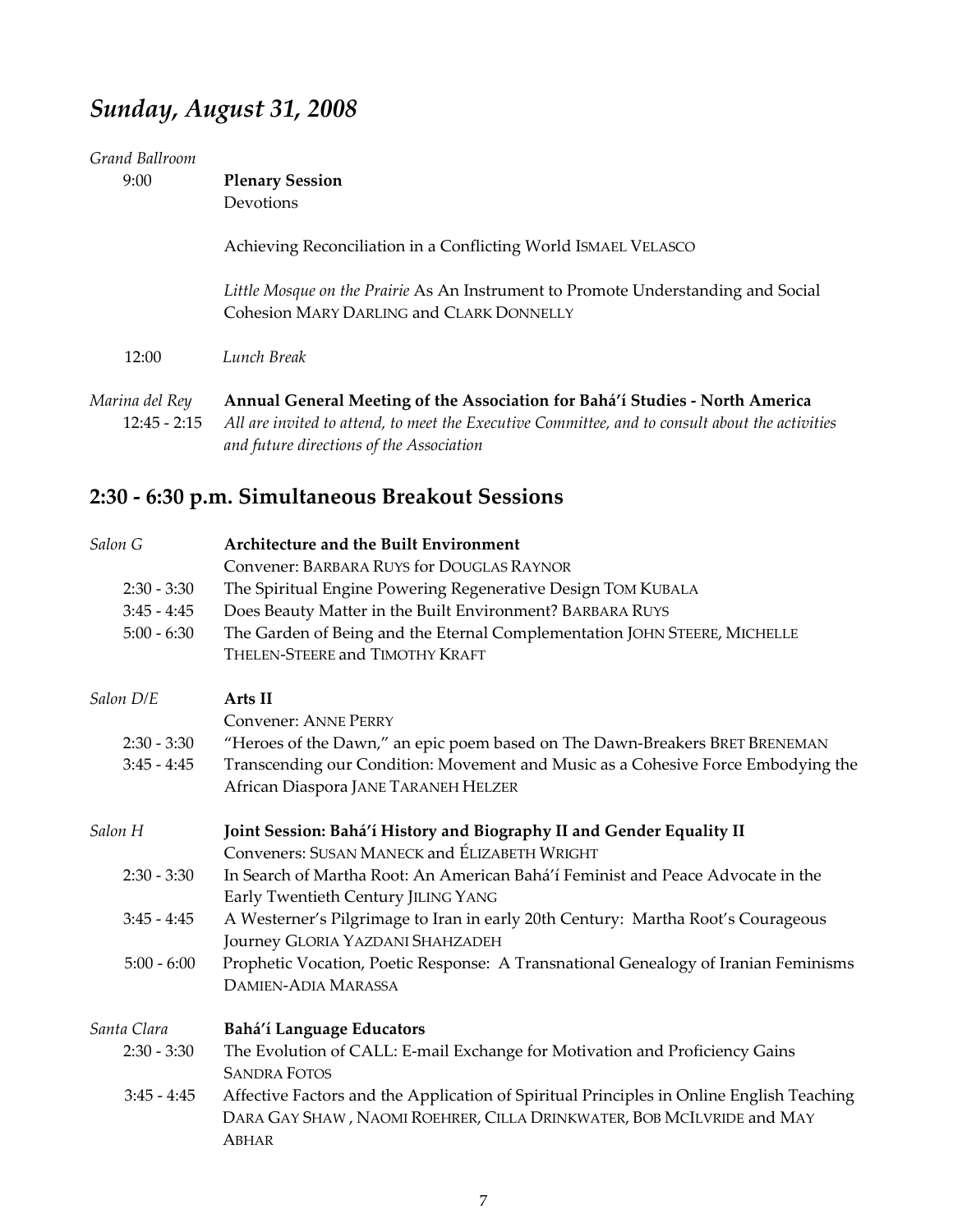# *Sunday, August 31, 2008*

*Grand Ballroom*

9:00 **Plenary Session**

Devotions

Achieving Reconciliation in a Conflicting World ISMAEL VELASCO

*Little Mosque on the Prairie* As An Instrument to Promote Understanding and Social Cohesion MARY DARLING and CLARK DONNELLY

12:00 *Lunch Break*

*Marina del Rey* **Annual General Meeting of the Association for Bahá'í Studies - North America**

12:45 - 2:15 *All are invited to attend, to meet the Executive Committee, and to consult about the activities and future directions of the Association*

## 2:30 - 6:30 p.m. Simultaneous Breakout Sessions

*Salon G* **Architecture and the Built Environment**

Convener: BARBARA RUYS for DOUGLAS RAYNOR

2:30 - 3:30 The Spiritual Engine Powering Regenerative Design TOM KUBALA

3:45 - 4:45 Does Beauty Matter in the Built Environment? BARBARA RUYS

5:00 - 6:30 The Garden of Being and the Eternal Complementation JOHN STEERE, MICHELLE THELEN-STEERE and TIMOTHY KRAFT

*Salon D/E* **Arts II**

Convener: ANNE PERRY

2:30 - 3:30 "Heroes of the Dawn," an epic poem based on The Dawn-Breakers BRET BRENEMAN

3:45 - 4:45 Transcending our Condition: Movement and Music as a Cohesive Force Embodying the African Diaspora JANE TARANEH HELZER

*Salon H* **Joint Session: Bahá'í History and Biography II and Gender Equality II**

Conveners: SUSAN MANECK and ÉLIZABETH WRIGHT

2:30 - 3:30 In Search of Martha Root: An American Bahá'í Feminist and Peace Advocate in the Early Twentieth Century JILING YANG

3:45 - 4:45 A Westerner's Pilgrimage to Iran in early 20th Century: Martha Root's Courageous Journey GLORIA YAZDANI SHAHZADEH

5:00 - 6:00 Prophetic Vocation, Poetic Response: A Transnational Genealogy of Iranian Feminisms DAMIEN-ADIA MARASSA

*Santa Clara* **Bahá'í Language Educators**

2:30 - 3:30 The Evolution of CALL: E-mail Exchange for Motivation and Proficiency Gains SANDRA FOTOS

3:45 - 4:45 Affective Factors and the Application of Spiritual Principles in Online English Teaching DARA GAY SHAW , NAOMI ROEHRER, CILLA DRINKWATER, BOB MCILVRIDE and MAY ABHAR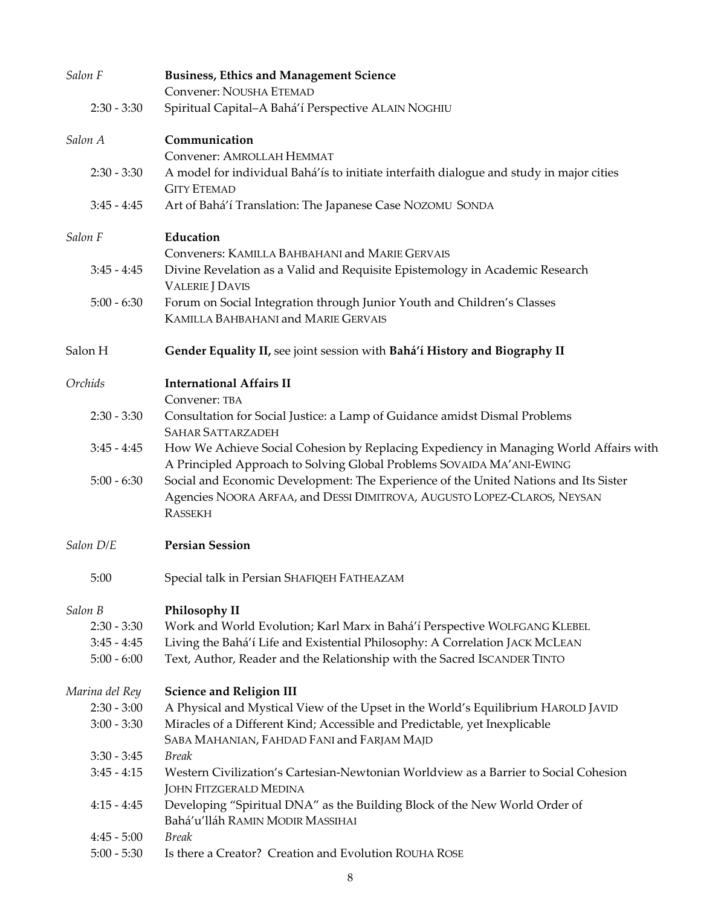*Salon F* **Business, Ethics and Management Science**

Convener: NOUSHA ETEMAD

2:30 - 3:30 Spiritual Capital–A Bahá'í Perspective ALAIN NOGHIU

*Salon A* **Communication**

Convener: AMROLLAH HEMMAT

2:30 - 3:30 A model for individual Bahá'ís to initiate interfaith dialogue and study in major cities GITY ETEMAD

3:45 - 4:45 Art of Bahá'í Translation: The Japanese Case NOZOMU SONDA

*Salon F* **Education**

Conveners: KAMILLA BAHBAHANI and MARIE GERVAIS

3:45 - 4:45 Divine Revelation as a Valid and Requisite Epistemology in Academic Research VALERIE J DAVIS

5:00 - 6:30 Forum on Social Integration through Junior Youth and Children's Classes KAMILLA BAHBAHANI and MARIE GERVAIS

Salon H **Gender Equality II,** see joint session with **Bahá'í History and Biography II**

*Orchids* **International Affairs II**

Convener: TBA

2:30 - 3:30 Consultation for Social Justice: a Lamp of Guidance amidst Dismal Problems SAHAR SATTARZADEH

3:45 - 4:45 How We Achieve Social Cohesion by Replacing Expediency in Managing World Affairs with A Principled Approach to Solving Global Problems SOVAIDA MA'ANI-EWING

5:00 - 6:30 Social and Economic Development: The Experience of the United Nations and Its Sister Agencies NOORA ARFAA, and DESSI DIMITROVA, AUGUSTO LOPEZ-CLAROS, NEYSAN RASSEKH

*Salon D/E* **Persian Session**

5:00 Special talk in Persian SHAFIQEH FATHEAZAM

*Salon B* **Philosophy II**

2:30 - 3:30 Work and World Evolution; Karl Marx in Bahá'í Perspective WOLFGANG KLEBEL

3:45 - 4:45 Living the Bahá'í Life and Existential Philosophy: A Correlation JACK MCLEAN

5:00 - 6:00 Text, Author, Reader and the Relationship with the Sacred ISCANDER TINTO

*Marina del Rey* **Science and Religion III**

2:30 - 3:00 A Physical and Mystical View of the Upset in the World's Equilibrium HAROLD JAVID

3:00 - 3:30 Miracles of a Different Kind; Accessible and Predictable, yet Inexplicable SABA MAHANIAN, FAHDAD FANI and FARJAM MAJD

3:30 - 3:45 *Break*

3:45 - 4:15 Western Civilization's Cartesian-Newtonian Worldview as a Barrier to Social Cohesion JOHN FITZGERALD MEDINA

4:15 - 4:45 Developing "Spiritual DNA" as the Building Block of the New World Order of Bahá'u'lláh RAMIN MODIR MASSIHAI

4:45 - 5:00 *Break*

5:00 - 5:30 Is there a Creator? Creation and Evolution ROUHA ROSE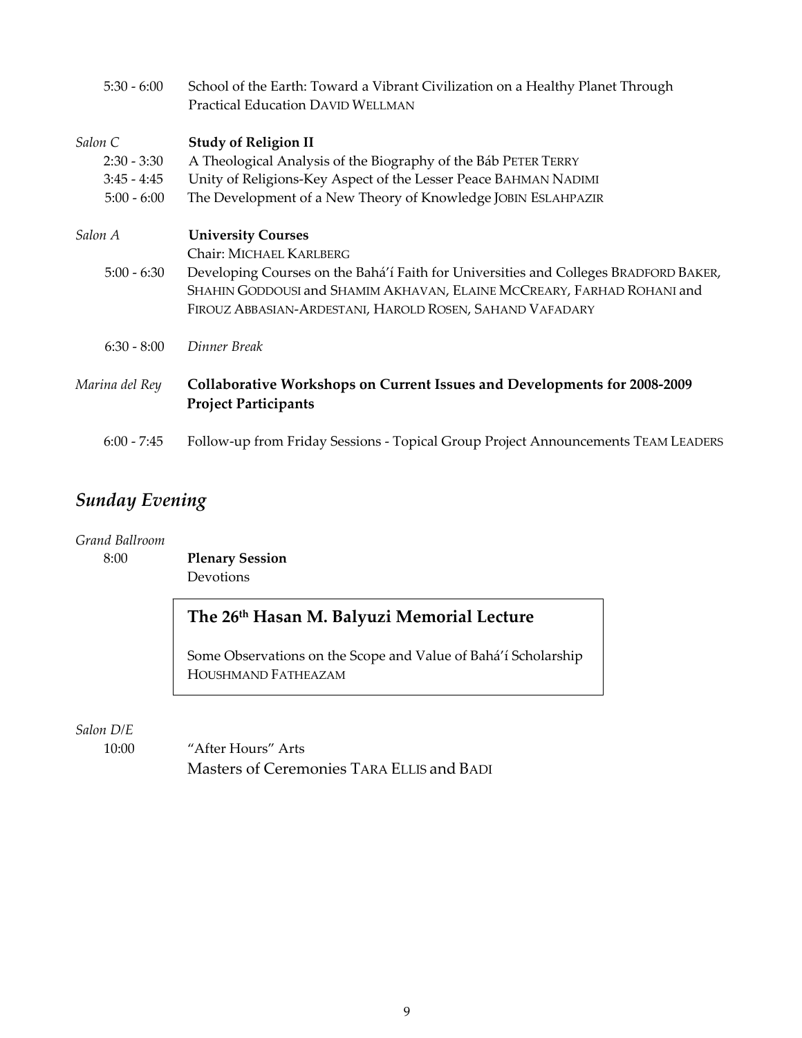5:30 - 6:00 School of the Earth: Toward a Vibrant Civilization on a Healthy Planet Through Practical Education DAVID WELLMAN

*Salon C* **Study of Religion II**

2:30 - 3:30 A Theological Analysis of the Biography of the Báb PETER TERRY

3:45 - 4:45 Unity of Religions-Key Aspect of the Lesser Peace BAHMAN NADIMI

5:00 - 6:00 The Development of a New Theory of Knowledge JOBIN ESLAHPAZIR

*Salon A* **University Courses**

Chair: MICHAEL KARLBERG

5:00 - 6:30 Developing Courses on the Bahá'í Faith for Universities and Colleges BRADFORD BAKER, SHAHIN GODDOUSI and SHAMIM AKHAVAN, ELAINE MCCREARY, FARHAD ROHANI and FIROUZ ABBASIAN-ARDESTANI, HAROLD ROSEN, SAHAND VAFADARY

6:30 - 8:00 *Dinner Break*

*Marina del Rey* **Collaborative Workshops on Current Issues and Developments for 2008-2009 Project Participants**

6:00 - 7:45 Follow-up from Friday Sessions - Topical Group Project Announcements TEAM LEADERS

## *Sunday Evening*

*Grand Ballroom*

8:00 **Plenary Session**

Devotions

### The 26th Hasan M. Balyuzi Memorial Lecture

Some Observations on the Scope and Value of Bahá'í Scholarship HOUSHMAND FATHEAZAM

*Salon D/E*

10:00 "After Hours" Arts

Masters of Ceremonies TARA ELLIS and BADI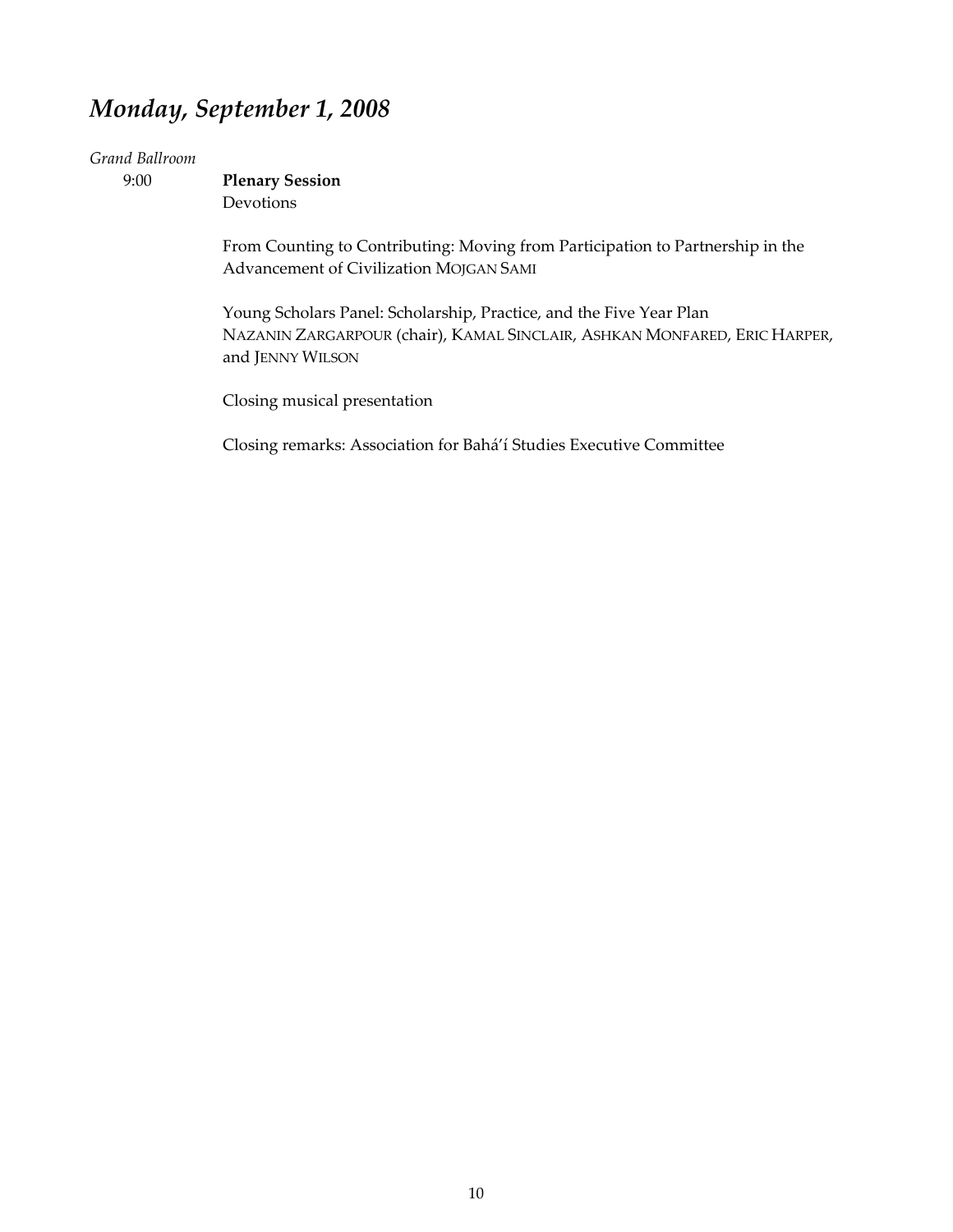## *Monday, September 1, 2008*

*Grand Ballroom*

9:00 **Plenary Session**

Devotions

From Counting to Contributing: Moving from Participation to Partnership in the Advancement of Civilization MOJGAN SAMI

Young Scholars Panel: Scholarship, Practice, and the Five Year Plan
NAZANIN ZARGARPOUR (chair), KAMAL SINCLAIR, ASHKAN MONFARED, ERIC HARPER, and JENNY WILSON

Closing musical presentation

Closing remarks: Association for Bahá'í Studies Executive Committee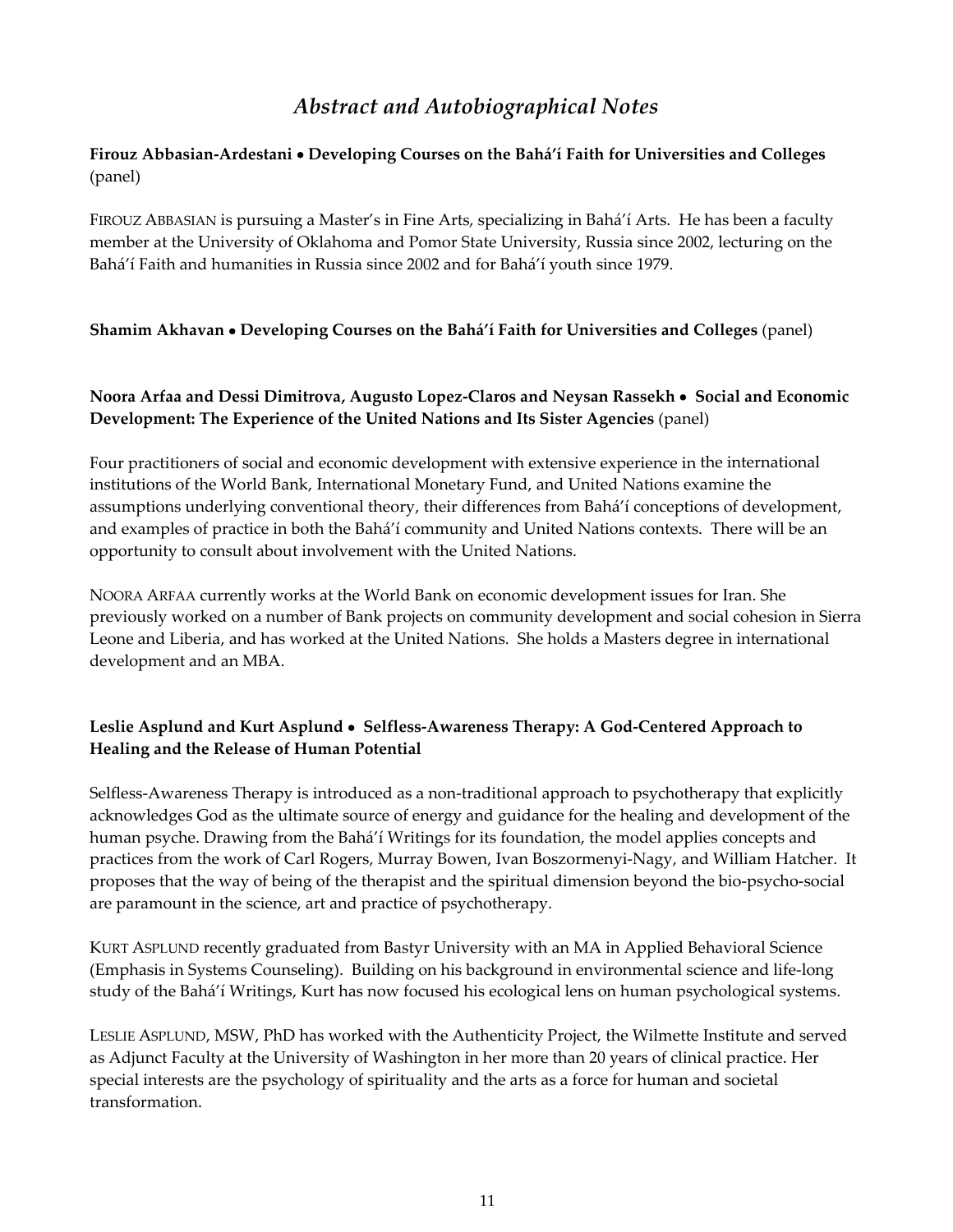# *Abstract and Autobiographical Notes*

**Firouz Abbasian-Ardestani • Developing Courses on the Bahá'í Faith for Universities and Colleges** (panel)

FIROUZ ABBASIAN is pursuing a Master's in Fine Arts, specializing in Bahá'í Arts. He has been a faculty member at the University of Oklahoma and Pomor State University, Russia since 2002, lecturing on the Bahá'í Faith and humanities in Russia since 2002 and for Bahá'í youth since 1979.

**Shamim Akhavan • Developing Courses on the Bahá'í Faith for Universities and Colleges** (panel)

**Noora Arfaa and Dessi Dimitrova, Augusto Lopez-Claros and Neysan Rassekh • Social and Economic Development: The Experience of the United Nations and Its Sister Agencies** (panel)

Four practitioners of social and economic development with extensive experience in the international institutions of the World Bank, International Monetary Fund, and United Nations examine the assumptions underlying conventional theory, their differences from Bahá'í conceptions of development, and examples of practice in both the Bahá'í community and United Nations contexts. There will be an opportunity to consult about involvement with the United Nations.

NOORA ARFAA currently works at the World Bank on economic development issues for Iran. She previously worked on a number of Bank projects on community development and social cohesion in Sierra Leone and Liberia, and has worked at the United Nations. She holds a Masters degree in international development and an MBA.

**Leslie Asplund and Kurt Asplund • Selfless-Awareness Therapy: A God-Centered Approach to Healing and the Release of Human Potential**

Selfless-Awareness Therapy is introduced as a non-traditional approach to psychotherapy that explicitly acknowledges God as the ultimate source of energy and guidance for the healing and development of the human psyche. Drawing from the Bahá'í Writings for its foundation, the model applies concepts and practices from the work of Carl Rogers, Murray Bowen, Ivan Boszormenyi-Nagy, and William Hatcher. It proposes that the way of being of the therapist and the spiritual dimension beyond the bio-psycho-social are paramount in the science, art and practice of psychotherapy.

KURT ASPLUND recently graduated from Bastyr University with an MA in Applied Behavioral Science (Emphasis in Systems Counseling). Building on his background in environmental science and life-long study of the Bahá'í Writings, Kurt has now focused his ecological lens on human psychological systems.

LESLIE ASPLUND, MSW, PhD has worked with the Authenticity Project, the Wilmette Institute and served as Adjunct Faculty at the University of Washington in her more than 20 years of clinical practice. Her special interests are the psychology of spirituality and the arts as a force for human and societal transformation.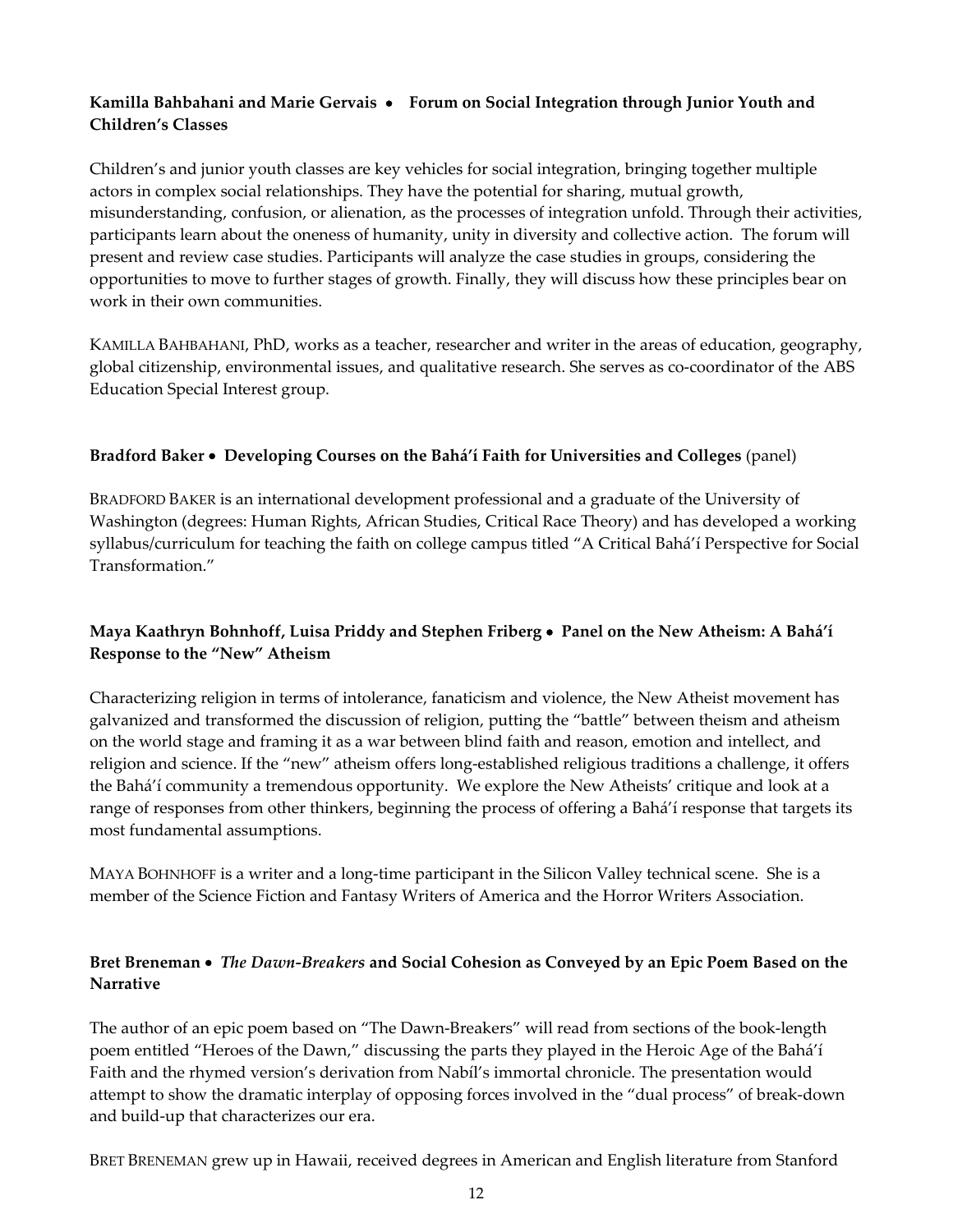**Kamilla Bahbahani and Marie Gervais • Forum on Social Integration through Junior Youth and Children's Classes**

Children's and junior youth classes are key vehicles for social integration, bringing together multiple actors in complex social relationships. They have the potential for sharing, mutual growth, misunderstanding, confusion, or alienation, as the processes of integration unfold. Through their activities, participants learn about the oneness of humanity, unity in diversity and collective action. The forum will present and review case studies. Participants will analyze the case studies in groups, considering the opportunities to move to further stages of growth. Finally, they will discuss how these principles bear on work in their own communities.

KAMILLA BAHBAHANI, PhD, works as a teacher, researcher and writer in the areas of education, geography, global citizenship, environmental issues, and qualitative research. She serves as co-coordinator of the ABS Education Special Interest group.

**Bradford Baker • Developing Courses on the Bahá'í Faith for Universities and Colleges** (panel)

BRADFORD BAKER is an international development professional and a graduate of the University of Washington (degrees: Human Rights, African Studies, Critical Race Theory) and has developed a working syllabus/curriculum for teaching the faith on college campus titled "A Critical Bahá'í Perspective for Social Transformation."

**Maya Kaathryn Bohnhoff, Luisa Priddy and Stephen Friberg • Panel on the New Atheism: A Bahá'í Response to the "New" Atheism**

Characterizing religion in terms of intolerance, fanaticism and violence, the New Atheist movement has galvanized and transformed the discussion of religion, putting the "battle" between theism and atheism on the world stage and framing it as a war between blind faith and reason, emotion and intellect, and religion and science. If the "new" atheism offers long-established religious traditions a challenge, it offers the Bahá'í community a tremendous opportunity. We explore the New Atheists' critique and look at a range of responses from other thinkers, beginning the process of offering a Bahá'í response that targets its most fundamental assumptions.

MAYA BOHNHOFF is a writer and a long-time participant in the Silicon Valley technical scene. She is a member of the Science Fiction and Fantasy Writers of America and the Horror Writers Association.

**Bret Breneman • *The Dawn-Breakers* and Social Cohesion as Conveyed by an Epic Poem Based on the Narrative**

The author of an epic poem based on "The Dawn-Breakers" will read from sections of the book-length poem entitled "Heroes of the Dawn," discussing the parts they played in the Heroic Age of the Bahá'í Faith and the rhymed version's derivation from Nabíl's immortal chronicle. The presentation would attempt to show the dramatic interplay of opposing forces involved in the "dual process" of break-down and build-up that characterizes our era.

BRET BRENEMAN grew up in Hawaii, received degrees in American and English literature from Stanford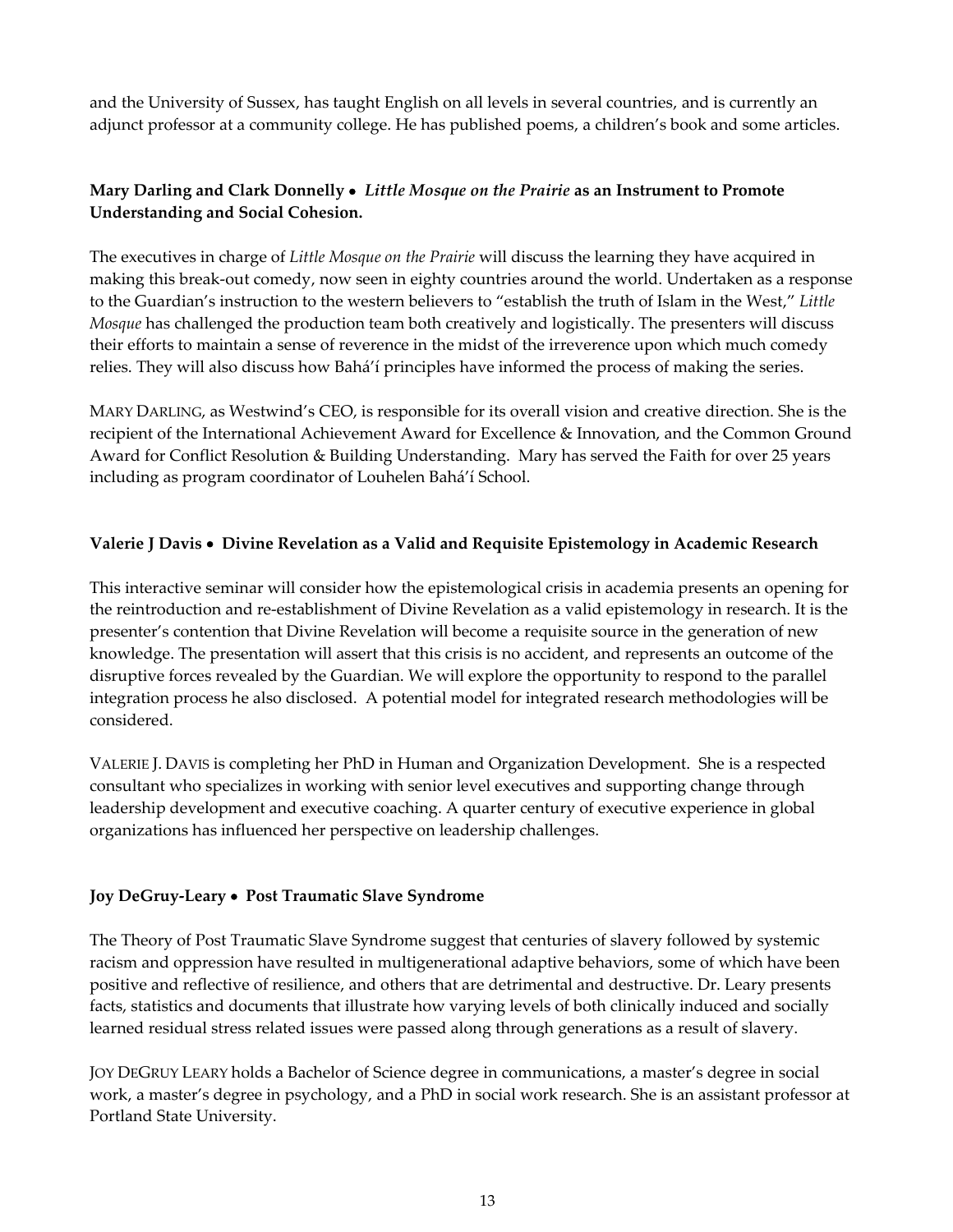and the University of Sussex, has taught English on all levels in several countries, and is currently an adjunct professor at a community college. He has published poems, a children's book and some articles.

**Mary Darling and Clark Donnelly • *Little Mosque on the Prairie* as an Instrument to Promote Understanding and Social Cohesion.**

The executives in charge of *Little Mosque on the Prairie* will discuss the learning they have acquired in making this break-out comedy, now seen in eighty countries around the world. Undertaken as a response to the Guardian's instruction to the western believers to "establish the truth of Islam in the West," *Little Mosque* has challenged the production team both creatively and logistically. The presenters will discuss their efforts to maintain a sense of reverence in the midst of the irreverence upon which much comedy relies. They will also discuss how Bahá'í principles have informed the process of making the series.

MARY DARLING, as Westwind's CEO, is responsible for its overall vision and creative direction. She is the recipient of the International Achievement Award for Excellence & Innovation, and the Common Ground Award for Conflict Resolution & Building Understanding. Mary has served the Faith for over 25 years including as program coordinator of Louhelen Bahá'í School.

**Valerie J Davis • Divine Revelation as a Valid and Requisite Epistemology in Academic Research**

This interactive seminar will consider how the epistemological crisis in academia presents an opening for the reintroduction and re-establishment of Divine Revelation as a valid epistemology in research. It is the presenter's contention that Divine Revelation will become a requisite source in the generation of new knowledge. The presentation will assert that this crisis is no accident, and represents an outcome of the disruptive forces revealed by the Guardian. We will explore the opportunity to respond to the parallel integration process he also disclosed. A potential model for integrated research methodologies will be considered.

VALERIE J. DAVIS is completing her PhD in Human and Organization Development. She is a respected consultant who specializes in working with senior level executives and supporting change through leadership development and executive coaching. A quarter century of executive experience in global organizations has influenced her perspective on leadership challenges.

**Joy DeGruy-Leary • Post Traumatic Slave Syndrome**

The Theory of Post Traumatic Slave Syndrome suggest that centuries of slavery followed by systemic racism and oppression have resulted in multigenerational adaptive behaviors, some of which have been positive and reflective of resilience, and others that are detrimental and destructive. Dr. Leary presents facts, statistics and documents that illustrate how varying levels of both clinically induced and socially learned residual stress related issues were passed along through generations as a result of slavery.

JOY DEGRUY LEARY holds a Bachelor of Science degree in communications, a master's degree in social work, a master's degree in psychology, and a PhD in social work research. She is an assistant professor at Portland State University.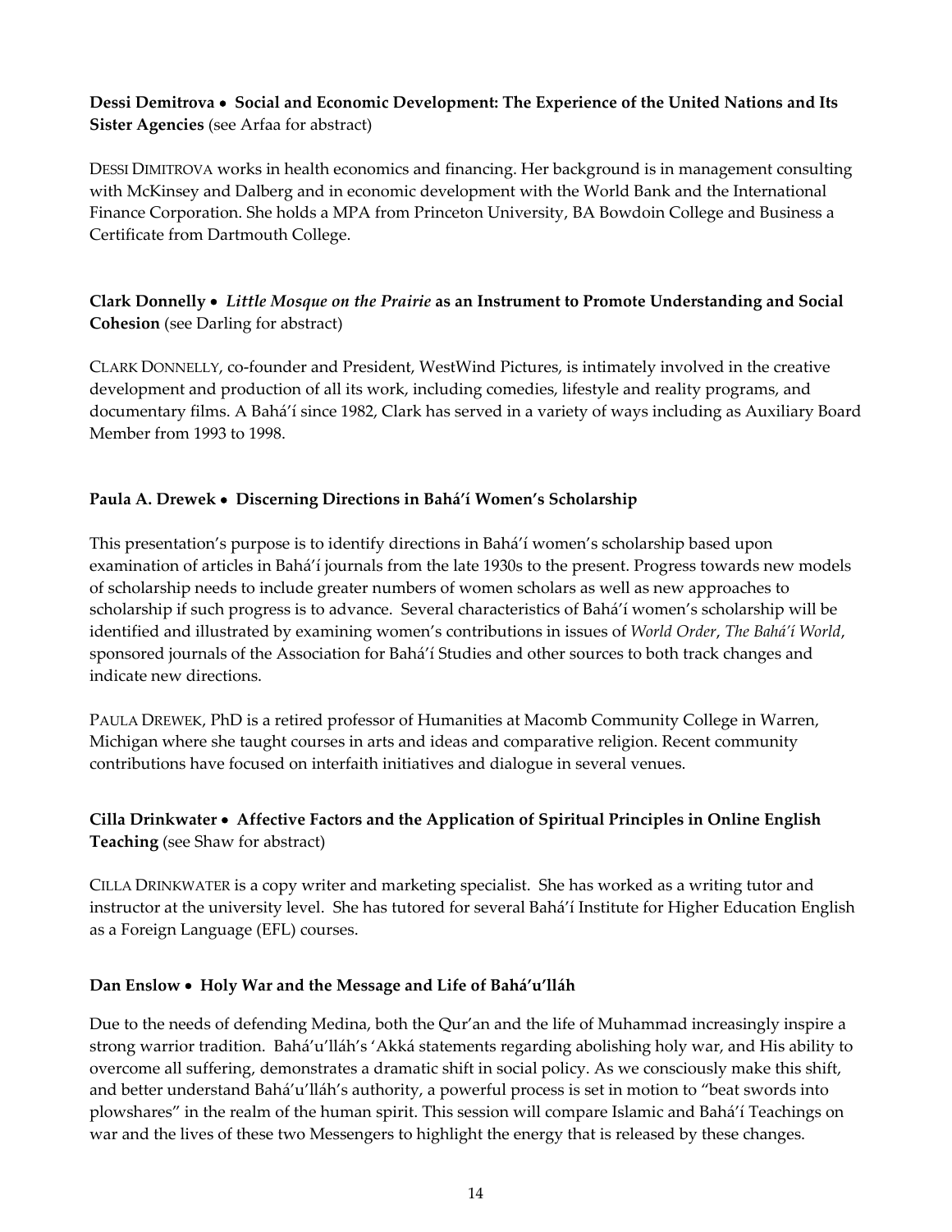**Dessi Demitrova • Social and Economic Development: The Experience of the United Nations and Its Sister Agencies** (see Arfaa for abstract)

DESSI DIMITROVA works in health economics and financing. Her background is in management consulting with McKinsey and Dalberg and in economic development with the World Bank and the International Finance Corporation. She holds a MPA from Princeton University, BA Bowdoin College and Business a Certificate from Dartmouth College.

**Clark Donnelly • *Little Mosque on the Prairie* as an Instrument to Promote Understanding and Social Cohesion** (see Darling for abstract)

CLARK DONNELLY, co-founder and President, WestWind Pictures, is intimately involved in the creative development and production of all its work, including comedies, lifestyle and reality programs, and documentary films. A Bahá'í since 1982, Clark has served in a variety of ways including as Auxiliary Board Member from 1993 to 1998.

**Paula A. Drewek • Discerning Directions in Bahá'í Women's Scholarship**

This presentation's purpose is to identify directions in Bahá'í women's scholarship based upon examination of articles in Bahá'í journals from the late 1930s to the present. Progress towards new models of scholarship needs to include greater numbers of women scholars as well as new approaches to scholarship if such progress is to advance. Several characteristics of Bahá'í women's scholarship will be identified and illustrated by examining women's contributions in issues of *World Order*, *The Bahá'í World*, sponsored journals of the Association for Bahá'í Studies and other sources to both track changes and indicate new directions.

PAULA DREWEK, PhD is a retired professor of Humanities at Macomb Community College in Warren, Michigan where she taught courses in arts and ideas and comparative religion. Recent community contributions have focused on interfaith initiatives and dialogue in several venues.

**Cilla Drinkwater • Affective Factors and the Application of Spiritual Principles in Online English Teaching** (see Shaw for abstract)

CILLA DRINKWATER is a copy writer and marketing specialist. She has worked as a writing tutor and instructor at the university level. She has tutored for several Bahá'í Institute for Higher Education English as a Foreign Language (EFL) courses.

**Dan Enslow • Holy War and the Message and Life of Bahá'u'lláh**

Due to the needs of defending Medina, both the Qur'an and the life of Muhammad increasingly inspire a strong warrior tradition. Bahá'u'lláh's 'Akká statements regarding abolishing holy war, and His ability to overcome all suffering, demonstrates a dramatic shift in social policy. As we consciously make this shift, and better understand Bahá'u'lláh's authority, a powerful process is set in motion to "beat swords into plowshares" in the realm of the human spirit. This session will compare Islamic and Bahá'í Teachings on war and the lives of these two Messengers to highlight the energy that is released by these changes.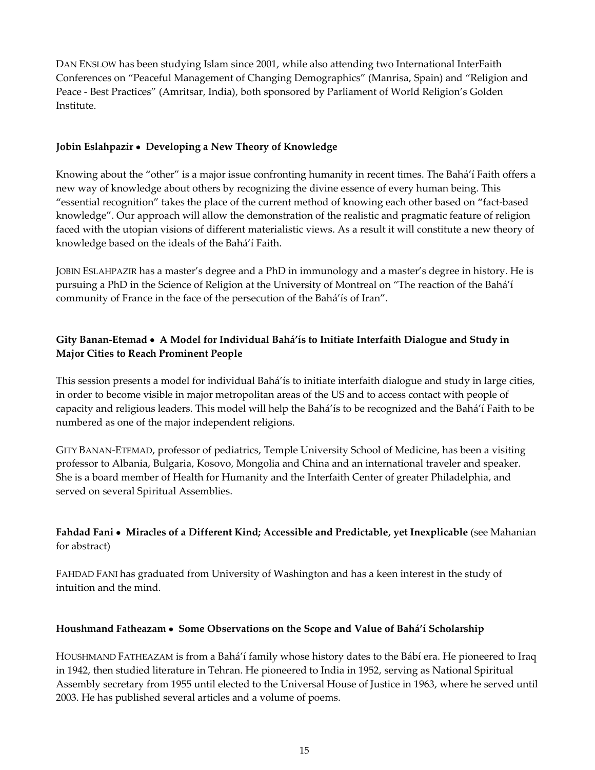DAN ENSLOW has been studying Islam since 2001, while also attending two International InterFaith Conferences on "Peaceful Management of Changing Demographics" (Manrisa, Spain) and "Religion and Peace - Best Practices" (Amritsar, India), both sponsored by Parliament of World Religion's Golden Institute.

**Jobin Eslahpazir • Developing a New Theory of Knowledge**

Knowing about the "other" is a major issue confronting humanity in recent times. The Bahá'í Faith offers a new way of knowledge about others by recognizing the divine essence of every human being. This "essential recognition" takes the place of the current method of knowing each other based on "fact-based knowledge". Our approach will allow the demonstration of the realistic and pragmatic feature of religion faced with the utopian visions of different materialistic views. As a result it will constitute a new theory of knowledge based on the ideals of the Bahá'í Faith.

JOBIN ESLAHPAZIR has a master's degree and a PhD in immunology and a master's degree in history. He is pursuing a PhD in the Science of Religion at the University of Montreal on "The reaction of the Bahá'í community of France in the face of the persecution of the Bahá'ís of Iran".

**Gity Banan-Etemad • A Model for Individual Bahá'ís to Initiate Interfaith Dialogue and Study in Major Cities to Reach Prominent People**

This session presents a model for individual Bahá'ís to initiate interfaith dialogue and study in large cities, in order to become visible in major metropolitan areas of the US and to access contact with people of capacity and religious leaders. This model will help the Bahá'ís to be recognized and the Bahá'í Faith to be numbered as one of the major independent religions.

GITY BANAN-ETEMAD, professor of pediatrics, Temple University School of Medicine, has been a visiting professor to Albania, Bulgaria, Kosovo, Mongolia and China and an international traveler and speaker. She is a board member of Health for Humanity and the Interfaith Center of greater Philadelphia, and served on several Spiritual Assemblies.

**Fahdad Fani • Miracles of a Different Kind; Accessible and Predictable, yet Inexplicable** (see Mahanian for abstract)

FAHDAD FANI has graduated from University of Washington and has a keen interest in the study of intuition and the mind.

**Houshmand Fatheazam • Some Observations on the Scope and Value of Bahá'í Scholarship**

HOUSHMAND FATHEAZAM is from a Bahá'í family whose history dates to the Bábí era. He pioneered to Iraq in 1942, then studied literature in Tehran. He pioneered to India in 1952, serving as National Spiritual Assembly secretary from 1955 until elected to the Universal House of Justice in 1963, where he served until 2003. He has published several articles and a volume of poems.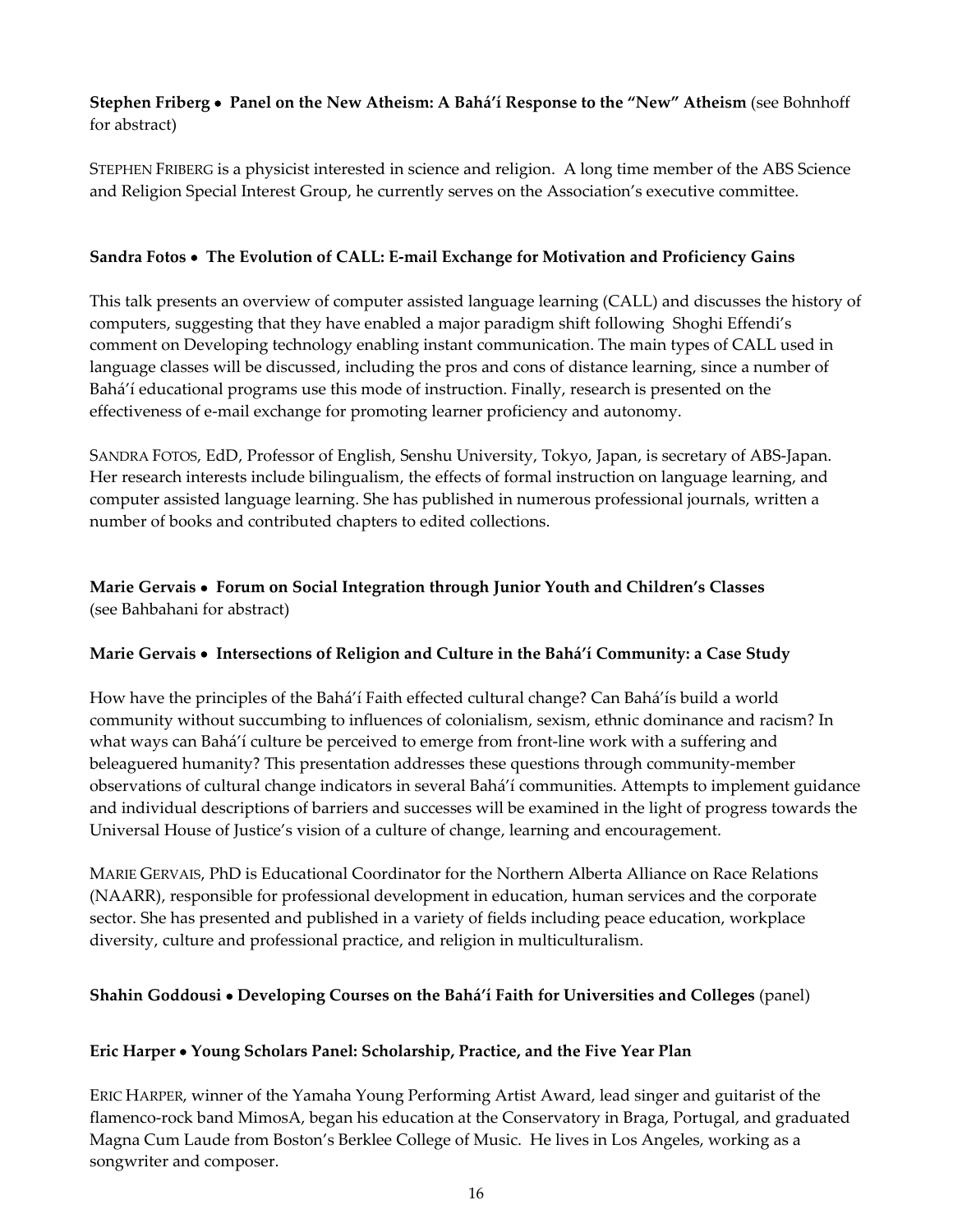**Stephen Friberg • Panel on the New Atheism: A Bahá'í Response to the "New" Atheism** (see Bohnhoff for abstract)

STEPHEN FRIBERG is a physicist interested in science and religion. A long time member of the ABS Science and Religion Special Interest Group, he currently serves on the Association's executive committee.

**Sandra Fotos • The Evolution of CALL: E-mail Exchange for Motivation and Proficiency Gains**

This talk presents an overview of computer assisted language learning (CALL) and discusses the history of computers, suggesting that they have enabled a major paradigm shift following Shoghi Effendi's comment on Developing technology enabling instant communication. The main types of CALL used in language classes will be discussed, including the pros and cons of distance learning, since a number of Bahá'í educational programs use this mode of instruction. Finally, research is presented on the effectiveness of e-mail exchange for promoting learner proficiency and autonomy.

SANDRA FOTOS, EdD, Professor of English, Senshu University, Tokyo, Japan, is secretary of ABS-Japan. Her research interests include bilingualism, the effects of formal instruction on language learning, and computer assisted language learning. She has published in numerous professional journals, written a number of books and contributed chapters to edited collections.

**Marie Gervais • Forum on Social Integration through Junior Youth and Children's Classes** (see Bahbahani for abstract)

**Marie Gervais • Intersections of Religion and Culture in the Bahá'í Community: a Case Study**

How have the principles of the Bahá'í Faith effected cultural change? Can Bahá'ís build a world community without succumbing to influences of colonialism, sexism, ethnic dominance and racism? In what ways can Bahá'í culture be perceived to emerge from front-line work with a suffering and beleaguered humanity? This presentation addresses these questions through community-member observations of cultural change indicators in several Bahá'í communities. Attempts to implement guidance and individual descriptions of barriers and successes will be examined in the light of progress towards the Universal House of Justice's vision of a culture of change, learning and encouragement.

MARIE GERVAIS, PhD is Educational Coordinator for the Northern Alberta Alliance on Race Relations (NAARR), responsible for professional development in education, human services and the corporate sector. She has presented and published in a variety of fields including peace education, workplace diversity, culture and professional practice, and religion in multiculturalism.

**Shahin Goddousi • Developing Courses on the Bahá'í Faith for Universities and Colleges** (panel)

**Eric Harper • Young Scholars Panel: Scholarship, Practice, and the Five Year Plan**

ERIC HARPER, winner of the Yamaha Young Performing Artist Award, lead singer and guitarist of the flamenco-rock band MimosA, began his education at the Conservatory in Braga, Portugal, and graduated Magna Cum Laude from Boston's Berklee College of Music. He lives in Los Angeles, working as a songwriter and composer.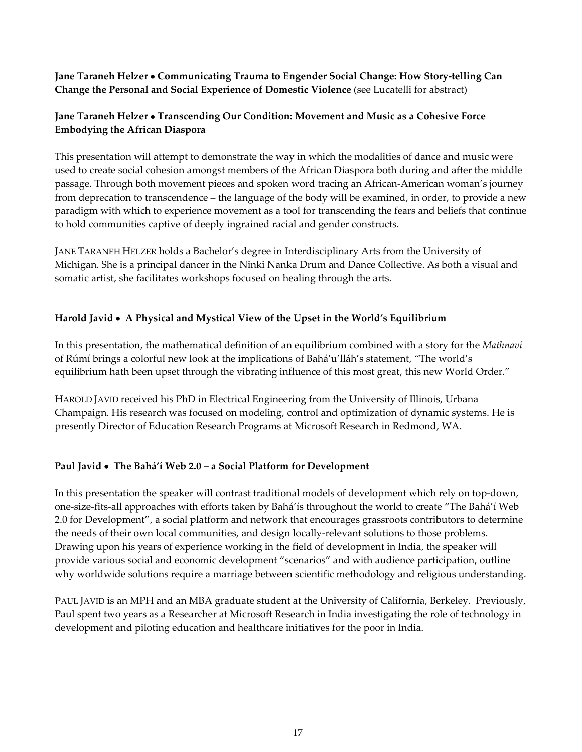**Jane Taraneh Helzer • Communicating Trauma to Engender Social Change: How Story-telling Can Change the Personal and Social Experience of Domestic Violence** (see Lucatelli for abstract)

**Jane Taraneh Helzer • Transcending Our Condition: Movement and Music as a Cohesive Force Embodying the African Diaspora**

This presentation will attempt to demonstrate the way in which the modalities of dance and music were used to create social cohesion amongst members of the African Diaspora both during and after the middle passage. Through both movement pieces and spoken word tracing an African-American woman's journey from deprecation to transcendence – the language of the body will be examined, in order, to provide a new paradigm with which to experience movement as a tool for transcending the fears and beliefs that continue to hold communities captive of deeply ingrained racial and gender constructs.

JANE TARANEH HELZER holds a Bachelor's degree in Interdisciplinary Arts from the University of Michigan. She is a principal dancer in the Ninki Nanka Drum and Dance Collective. As both a visual and somatic artist, she facilitates workshops focused on healing through the arts.

**Harold Javid • A Physical and Mystical View of the Upset in the World's Equilibrium**

In this presentation, the mathematical definition of an equilibrium combined with a story for the *Mathnaví* of Rúmí brings a colorful new look at the implications of Bahá'u'lláh's statement, "The world's equilibrium hath been upset through the vibrating influence of this most great, this new World Order."

HAROLD JAVID received his PhD in Electrical Engineering from the University of Illinois, Urbana Champaign. His research was focused on modeling, control and optimization of dynamic systems. He is presently Director of Education Research Programs at Microsoft Research in Redmond, WA.

**Paul Javid • The Bahá'í Web 2.0 – a Social Platform for Development**

In this presentation the speaker will contrast traditional models of development which rely on top-down, one-size-fits-all approaches with efforts taken by Bahá'ís throughout the world to create "The Bahá'í Web 2.0 for Development", a social platform and network that encourages grassroots contributors to determine the needs of their own local communities, and design locally-relevant solutions to those problems. Drawing upon his years of experience working in the field of development in India, the speaker will provide various social and economic development "scenarios" and with audience participation, outline why worldwide solutions require a marriage between scientific methodology and religious understanding.

PAUL JAVID is an MPH and an MBA graduate student at the University of California, Berkeley. Previously, Paul spent two years as a Researcher at Microsoft Research in India investigating the role of technology in development and piloting education and healthcare initiatives for the poor in India.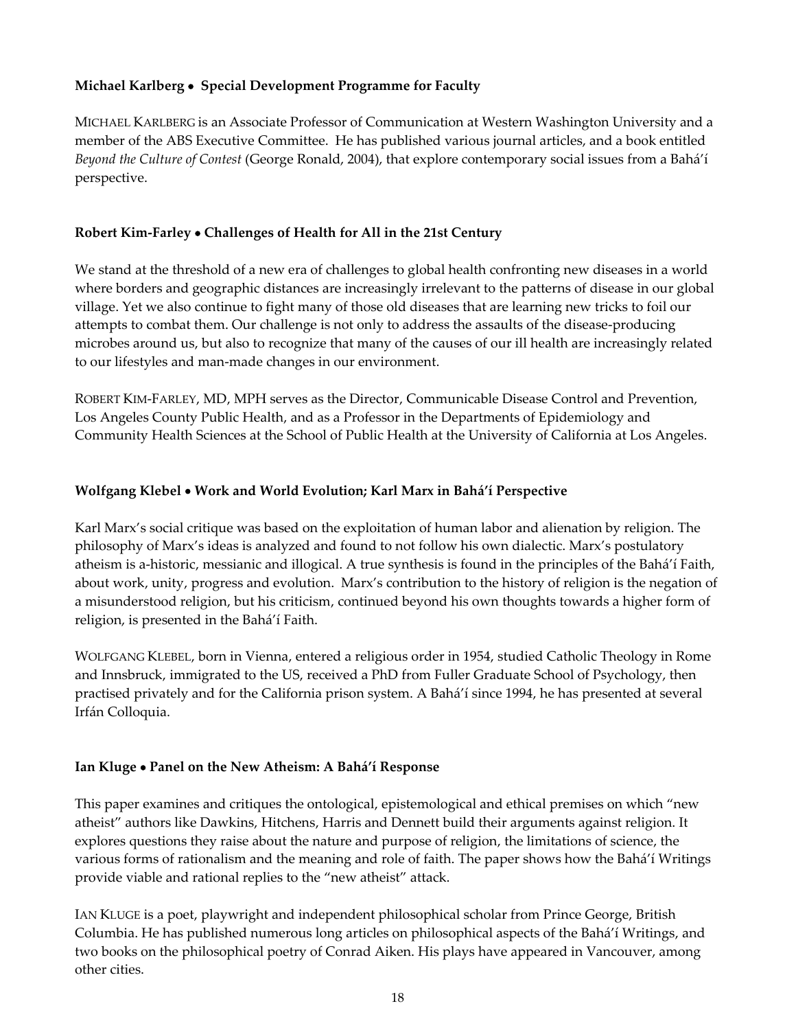**Michael Karlberg • Special Development Programme for Faculty**

MICHAEL KARLBERG is an Associate Professor of Communication at Western Washington University and a member of the ABS Executive Committee. He has published various journal articles, and a book entitled *Beyond the Culture of Contest* (George Ronald, 2004), that explore contemporary social issues from a Bahá'í perspective.

**Robert Kim-Farley • Challenges of Health for All in the 21st Century**

We stand at the threshold of a new era of challenges to global health confronting new diseases in a world where borders and geographic distances are increasingly irrelevant to the patterns of disease in our global village. Yet we also continue to fight many of those old diseases that are learning new tricks to foil our attempts to combat them. Our challenge is not only to address the assaults of the disease-producing microbes around us, but also to recognize that many of the causes of our ill health are increasingly related to our lifestyles and man-made changes in our environment.

ROBERT KIM-FARLEY, MD, MPH serves as the Director, Communicable Disease Control and Prevention, Los Angeles County Public Health, and as a Professor in the Departments of Epidemiology and Community Health Sciences at the School of Public Health at the University of California at Los Angeles.

**Wolfgang Klebel • Work and World Evolution; Karl Marx in Bahá'í Perspective**

Karl Marx's social critique was based on the exploitation of human labor and alienation by religion. The philosophy of Marx's ideas is analyzed and found to not follow his own dialectic. Marx's postulatory atheism is a-historic, messianic and illogical. A true synthesis is found in the principles of the Bahá'í Faith, about work, unity, progress and evolution. Marx's contribution to the history of religion is the negation of a misunderstood religion, but his criticism, continued beyond his own thoughts towards a higher form of religion, is presented in the Bahá'í Faith.

WOLFGANG KLEBEL, born in Vienna, entered a religious order in 1954, studied Catholic Theology in Rome and Innsbruck, immigrated to the US, received a PhD from Fuller Graduate School of Psychology, then practised privately and for the California prison system. A Bahá'í since 1994, he has presented at several Irfán Colloquia.

**Ian Kluge • Panel on the New Atheism: A Bahá'í Response**

This paper examines and critiques the ontological, epistemological and ethical premises on which "new atheist" authors like Dawkins, Hitchens, Harris and Dennett build their arguments against religion. It explores questions they raise about the nature and purpose of religion, the limitations of science, the various forms of rationalism and the meaning and role of faith. The paper shows how the Bahá'í Writings provide viable and rational replies to the "new atheist" attack.

IAN KLUGE is a poet, playwright and independent philosophical scholar from Prince George, British Columbia. He has published numerous long articles on philosophical aspects of the Bahá'í Writings, and two books on the philosophical poetry of Conrad Aiken. His plays have appeared in Vancouver, among other cities.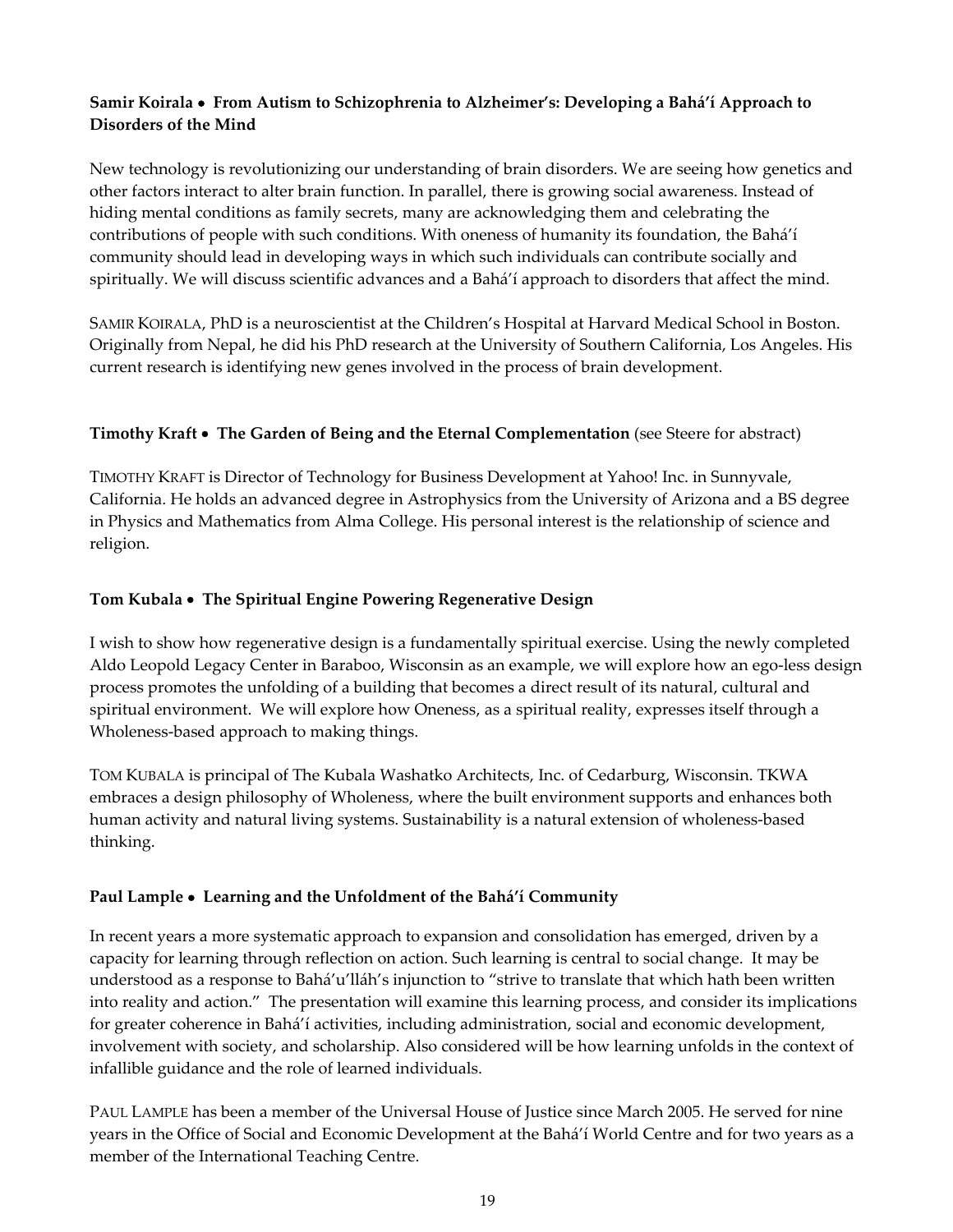**Samir Koirala • From Autism to Schizophrenia to Alzheimer's: Developing a Bahá'í Approach to Disorders of the Mind**

New technology is revolutionizing our understanding of brain disorders. We are seeing how genetics and other factors interact to alter brain function. In parallel, there is growing social awareness. Instead of hiding mental conditions as family secrets, many are acknowledging them and celebrating the contributions of people with such conditions. With oneness of humanity its foundation, the Bahá'í community should lead in developing ways in which such individuals can contribute socially and spiritually. We will discuss scientific advances and a Bahá'í approach to disorders that affect the mind.

SAMIR KOIRALA, PhD is a neuroscientist at the Children's Hospital at Harvard Medical School in Boston. Originally from Nepal, he did his PhD research at the University of Southern California, Los Angeles. His current research is identifying new genes involved in the process of brain development.

**Timothy Kraft • The Garden of Being and the Eternal Complementation** (see Steere for abstract)

TIMOTHY KRAFT is Director of Technology for Business Development at Yahoo! Inc. in Sunnyvale, California. He holds an advanced degree in Astrophysics from the University of Arizona and a BS degree in Physics and Mathematics from Alma College. His personal interest is the relationship of science and religion.

**Tom Kubala • The Spiritual Engine Powering Regenerative Design**

I wish to show how regenerative design is a fundamentally spiritual exercise. Using the newly completed Aldo Leopold Legacy Center in Baraboo, Wisconsin as an example, we will explore how an ego-less design process promotes the unfolding of a building that becomes a direct result of its natural, cultural and spiritual environment. We will explore how Oneness, as a spiritual reality, expresses itself through a Wholeness-based approach to making things.

TOM KUBALA is principal of The Kubala Washatko Architects, Inc. of Cedarburg, Wisconsin. TKWA embraces a design philosophy of Wholeness, where the built environment supports and enhances both human activity and natural living systems. Sustainability is a natural extension of wholeness-based thinking.

**Paul Lample • Learning and the Unfoldment of the Bahá'í Community**

In recent years a more systematic approach to expansion and consolidation has emerged, driven by a capacity for learning through reflection on action. Such learning is central to social change. It may be understood as a response to Bahá'u'lláh's injunction to "strive to translate that which hath been written into reality and action." The presentation will examine this learning process, and consider its implications for greater coherence in Bahá'í activities, including administration, social and economic development, involvement with society, and scholarship. Also considered will be how learning unfolds in the context of infallible guidance and the role of learned individuals.

PAUL LAMPLE has been a member of the Universal House of Justice since March 2005. He served for nine years in the Office of Social and Economic Development at the Bahá'í World Centre and for two years as a member of the International Teaching Centre.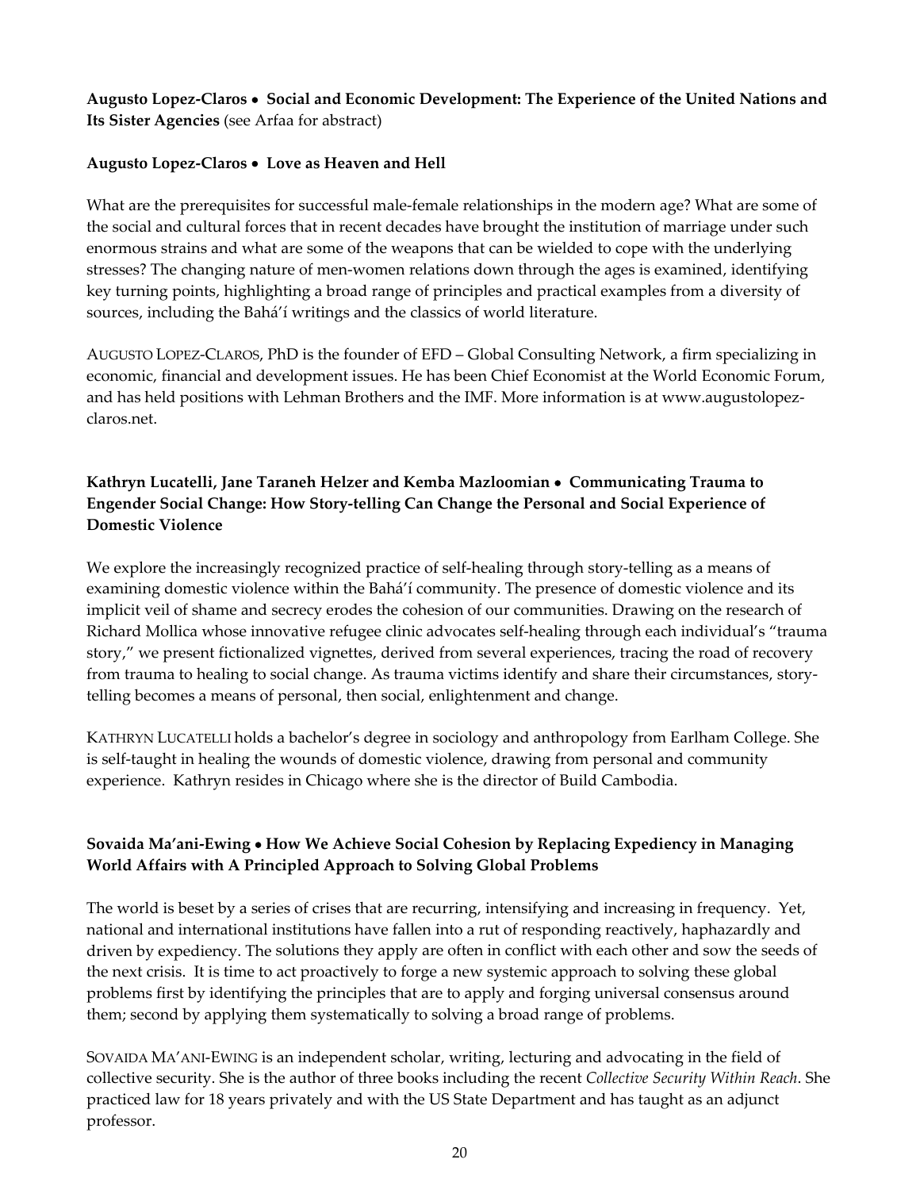**Augusto Lopez-Claros • Social and Economic Development: The Experience of the United Nations and Its Sister Agencies** (see Arfaa for abstract)

**Augusto Lopez-Claros • Love as Heaven and Hell**

What are the prerequisites for successful male-female relationships in the modern age? What are some of the social and cultural forces that in recent decades have brought the institution of marriage under such enormous strains and what are some of the weapons that can be wielded to cope with the underlying stresses? The changing nature of men-women relations down through the ages is examined, identifying key turning points, highlighting a broad range of principles and practical examples from a diversity of sources, including the Bahá'í writings and the classics of world literature.

AUGUSTO LOPEZ-CLAROS, PhD is the founder of EFD – Global Consulting Network, a firm specializing in economic, financial and development issues. He has been Chief Economist at the World Economic Forum, and has held positions with Lehman Brothers and the IMF. More information is at www.augustolopez-claros.net.

**Kathryn Lucatelli, Jane Taraneh Helzer and Kemba Mazloomian • Communicating Trauma to Engender Social Change: How Story-telling Can Change the Personal and Social Experience of Domestic Violence**

We explore the increasingly recognized practice of self-healing through story-telling as a means of examining domestic violence within the Bahá'í community. The presence of domestic violence and its implicit veil of shame and secrecy erodes the cohesion of our communities. Drawing on the research of Richard Mollica whose innovative refugee clinic advocates self-healing through each individual's "trauma story," we present fictionalized vignettes, derived from several experiences, tracing the road of recovery from trauma to healing to social change. As trauma victims identify and share their circumstances, story-telling becomes a means of personal, then social, enlightenment and change.

KATHRYN LUCATELLI holds a bachelor's degree in sociology and anthropology from Earlham College. She is self-taught in healing the wounds of domestic violence, drawing from personal and community experience. Kathryn resides in Chicago where she is the director of Build Cambodia.

**Sovaida Ma'ani-Ewing • How We Achieve Social Cohesion by Replacing Expediency in Managing World Affairs with A Principled Approach to Solving Global Problems**

The world is beset by a series of crises that are recurring, intensifying and increasing in frequency. Yet, national and international institutions have fallen into a rut of responding reactively, haphazardly and driven by expediency. The solutions they apply are often in conflict with each other and sow the seeds of the next crisis. It is time to act proactively to forge a new systemic approach to solving these global problems first by identifying the principles that are to apply and forging universal consensus around them; second by applying them systematically to solving a broad range of problems.

SOVAIDA MA'ANI-EWING is an independent scholar, writing, lecturing and advocating in the field of collective security. She is the author of three books including the recent *Collective Security Within Reach*. She practiced law for 18 years privately and with the US State Department and has taught as an adjunct professor.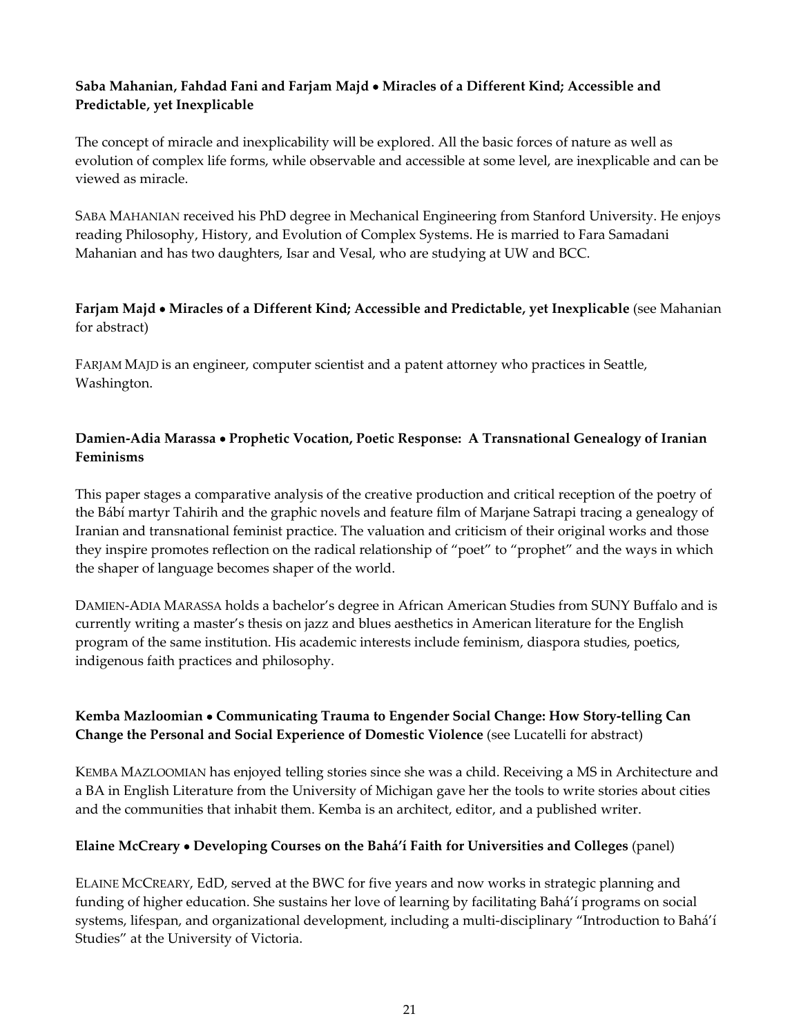**Saba Mahanian, Fahdad Fani and Farjam Majd • Miracles of a Different Kind; Accessible and Predictable, yet Inexplicable**

The concept of miracle and inexplicability will be explored. All the basic forces of nature as well as evolution of complex life forms, while observable and accessible at some level, are inexplicable and can be viewed as miracle.

SABA MAHANIAN received his PhD degree in Mechanical Engineering from Stanford University. He enjoys reading Philosophy, History, and Evolution of Complex Systems. He is married to Fara Samadani Mahanian and has two daughters, Isar and Vesal, who are studying at UW and BCC.

**Farjam Majd • Miracles of a Different Kind; Accessible and Predictable, yet Inexplicable** (see Mahanian for abstract)

FARJAM MAJD is an engineer, computer scientist and a patent attorney who practices in Seattle, Washington.

**Damien-Adia Marassa • Prophetic Vocation, Poetic Response: A Transnational Genealogy of Iranian Feminisms**

This paper stages a comparative analysis of the creative production and critical reception of the poetry of the Bábí martyr Tahirih and the graphic novels and feature film of Marjane Satrapi tracing a genealogy of Iranian and transnational feminist practice. The valuation and criticism of their original works and those they inspire promotes reflection on the radical relationship of "poet" to "prophet" and the ways in which the shaper of language becomes shaper of the world.

DAMIEN-ADIA MARASSA holds a bachelor's degree in African American Studies from SUNY Buffalo and is currently writing a master's thesis on jazz and blues aesthetics in American literature for the English program of the same institution. His academic interests include feminism, diaspora studies, poetics, indigenous faith practices and philosophy.

**Kemba Mazloomian • Communicating Trauma to Engender Social Change: How Story-telling Can Change the Personal and Social Experience of Domestic Violence** (see Lucatelli for abstract)

KEMBA MAZLOOMIAN has enjoyed telling stories since she was a child. Receiving a MS in Architecture and a BA in English Literature from the University of Michigan gave her the tools to write stories about cities and the communities that inhabit them. Kemba is an architect, editor, and a published writer.

**Elaine McCreary • Developing Courses on the Bahá'í Faith for Universities and Colleges** (panel)

ELAINE MCCREARY, EdD, served at the BWC for five years and now works in strategic planning and funding of higher education. She sustains her love of learning by facilitating Bahá'í programs on social systems, lifespan, and organizational development, including a multi-disciplinary "Introduction to Bahá'í Studies" at the University of Victoria.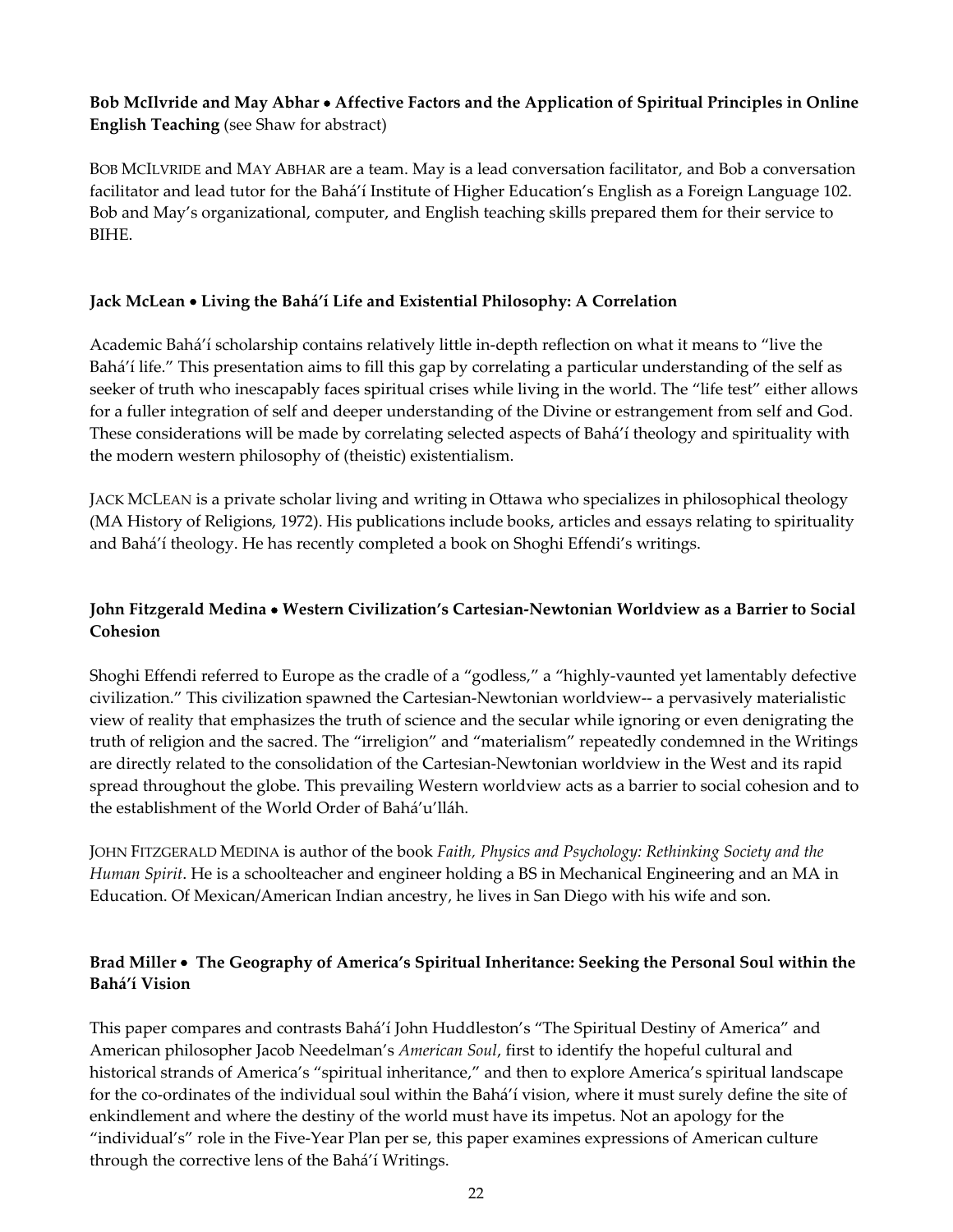**Bob McIlvride and May Abhar • Affective Factors and the Application of Spiritual Principles in Online English Teaching** (see Shaw for abstract)

BOB MCILVRIDE and MAY ABHAR are a team. May is a lead conversation facilitator, and Bob a conversation facilitator and lead tutor for the Bahá'í Institute of Higher Education's English as a Foreign Language 102. Bob and May's organizational, computer, and English teaching skills prepared them for their service to BIHE.

**Jack McLean • Living the Bahá'í Life and Existential Philosophy: A Correlation**

Academic Bahá'í scholarship contains relatively little in-depth reflection on what it means to "live the Bahá'í life." This presentation aims to fill this gap by correlating a particular understanding of the self as seeker of truth who inescapably faces spiritual crises while living in the world. The "life test" either allows for a fuller integration of self and deeper understanding of the Divine or estrangement from self and God. These considerations will be made by correlating selected aspects of Bahá'í theology and spirituality with the modern western philosophy of (theistic) existentialism.

JACK MCLEAN is a private scholar living and writing in Ottawa who specializes in philosophical theology (MA History of Religions, 1972). His publications include books, articles and essays relating to spirituality and Bahá'í theology. He has recently completed a book on Shoghi Effendi's writings.

**John Fitzgerald Medina • Western Civilization's Cartesian-Newtonian Worldview as a Barrier to Social Cohesion**

Shoghi Effendi referred to Europe as the cradle of a "godless," a "highly-vaunted yet lamentably defective civilization." This civilization spawned the Cartesian-Newtonian worldview-- a pervasively materialistic view of reality that emphasizes the truth of science and the secular while ignoring or even denigrating the truth of religion and the sacred. The "irreligion" and "materialism" repeatedly condemned in the Writings are directly related to the consolidation of the Cartesian-Newtonian worldview in the West and its rapid spread throughout the globe. This prevailing Western worldview acts as a barrier to social cohesion and to the establishment of the World Order of Bahá'u'lláh.

JOHN FITZGERALD MEDINA is author of the book *Faith, Physics and Psychology: Rethinking Society and the Human Spirit*. He is a schoolteacher and engineer holding a BS in Mechanical Engineering and an MA in Education. Of Mexican/American Indian ancestry, he lives in San Diego with his wife and son.

**Brad Miller • The Geography of America's Spiritual Inheritance: Seeking the Personal Soul within the Bahá'í Vision**

This paper compares and contrasts Bahá'í John Huddleston's "The Spiritual Destiny of America" and American philosopher Jacob Needelman's *American Soul*, first to identify the hopeful cultural and historical strands of America's "spiritual inheritance," and then to explore America's spiritual landscape for the co-ordinates of the individual soul within the Bahá'í vision, where it must surely define the site of enkindlement and where the destiny of the world must have its impetus. Not an apology for the "individual's" role in the Five-Year Plan per se, this paper examines expressions of American culture through the corrective lens of the Bahá'í Writings.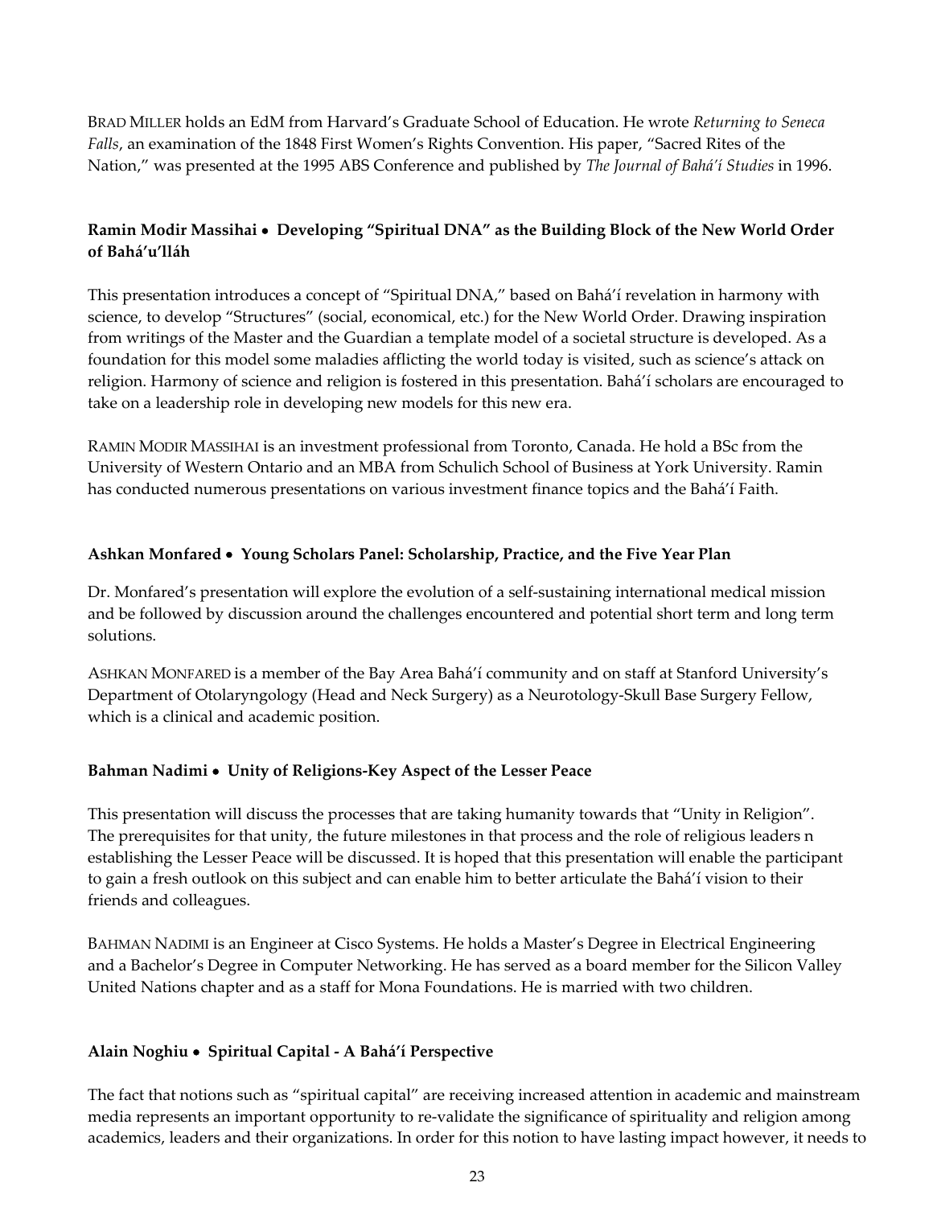BRAD MILLER holds an EdM from Harvard's Graduate School of Education. He wrote *Returning to Seneca Falls*, an examination of the 1848 First Women's Rights Convention. His paper, "Sacred Rites of the Nation," was presented at the 1995 ABS Conference and published by *The Journal of Bahá'í Studies* in 1996.

### Ramin Modir Massihai • Developing "Spiritual DNA" as the Building Block of the New World Order of Bahá'u'lláh

This presentation introduces a concept of "Spiritual DNA," based on Bahá'í revelation in harmony with science, to develop "Structures" (social, economical, etc.) for the New World Order. Drawing inspiration from writings of the Master and the Guardian a template model of a societal structure is developed. As a foundation for this model some maladies afflicting the world today is visited, such as science's attack on religion. Harmony of science and religion is fostered in this presentation. Bahá'í scholars are encouraged to take on a leadership role in developing new models for this new era.

RAMIN MODIR MASSIHAI is an investment professional from Toronto, Canada. He hold a BSc from the University of Western Ontario and an MBA from Schulich School of Business at York University. Ramin has conducted numerous presentations on various investment finance topics and the Bahá'í Faith.

### Ashkan Monfared • Young Scholars Panel: Scholarship, Practice, and the Five Year Plan

Dr. Monfared's presentation will explore the evolution of a self-sustaining international medical mission and be followed by discussion around the challenges encountered and potential short term and long term solutions.

ASHKAN MONFARED is a member of the Bay Area Bahá'í community and on staff at Stanford University's Department of Otolaryngology (Head and Neck Surgery) as a Neurotology-Skull Base Surgery Fellow, which is a clinical and academic position.

### Bahman Nadimi • Unity of Religions-Key Aspect of the Lesser Peace

This presentation will discuss the processes that are taking humanity towards that "Unity in Religion". The prerequisites for that unity, the future milestones in that process and the role of religious leaders n establishing the Lesser Peace will be discussed. It is hoped that this presentation will enable the participant to gain a fresh outlook on this subject and can enable him to better articulate the Bahá'í vision to their friends and colleagues.

BAHMAN NADIMI is an Engineer at Cisco Systems. He holds a Master's Degree in Electrical Engineering and a Bachelor's Degree in Computer Networking. He has served as a board member for the Silicon Valley United Nations chapter and as a staff for Mona Foundations. He is married with two children.

### Alain Noghiu • Spiritual Capital - A Bahá'í Perspective

The fact that notions such as "spiritual capital" are receiving increased attention in academic and mainstream media represents an important opportunity to re-validate the significance of spirituality and religion among academics, leaders and their organizations. In order for this notion to have lasting impact however, it needs to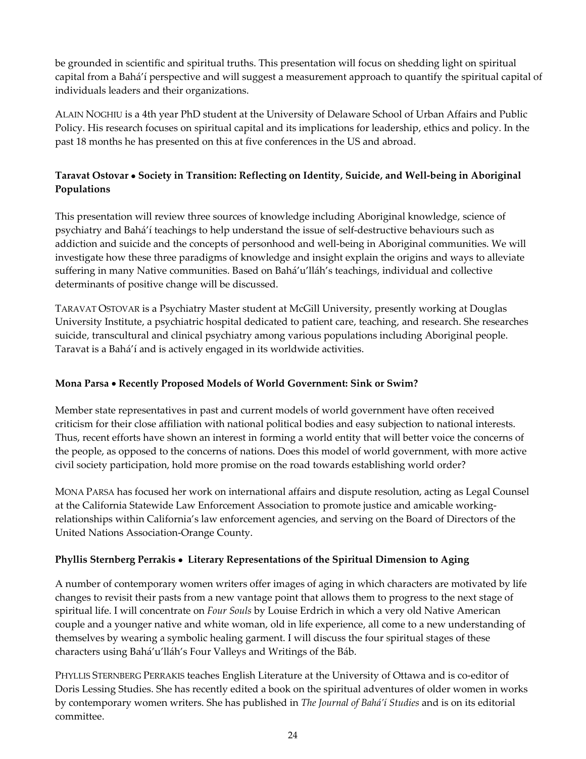be grounded in scientific and spiritual truths. This presentation will focus on shedding light on spiritual capital from a Bahá'í perspective and will suggest a measurement approach to quantify the spiritual capital of individuals leaders and their organizations.

ALAIN NOGHIU is a 4th year PhD student at the University of Delaware School of Urban Affairs and Public Policy. His research focuses on spiritual capital and its implications for leadership, ethics and policy. In the past 18 months he has presented on this at five conferences in the US and abroad.

**Taravat Ostovar • Society in Transition: Reflecting on Identity, Suicide, and Well-being in Aboriginal Populations**

This presentation will review three sources of knowledge including Aboriginal knowledge, science of psychiatry and Bahá'í teachings to help understand the issue of self-destructive behaviours such as addiction and suicide and the concepts of personhood and well-being in Aboriginal communities. We will investigate how these three paradigms of knowledge and insight explain the origins and ways to alleviate suffering in many Native communities. Based on Bahá'u'lláh's teachings, individual and collective determinants of positive change will be discussed.

TARAVAT OSTOVAR is a Psychiatry Master student at McGill University, presently working at Douglas University Institute, a psychiatric hospital dedicated to patient care, teaching, and research. She researches suicide, transcultural and clinical psychiatry among various populations including Aboriginal people. Taravat is a Bahá'í and is actively engaged in its worldwide activities.

**Mona Parsa • Recently Proposed Models of World Government: Sink or Swim?**

Member state representatives in past and current models of world government have often received criticism for their close affiliation with national political bodies and easy subjection to national interests. Thus, recent efforts have shown an interest in forming a world entity that will better voice the concerns of the people, as opposed to the concerns of nations. Does this model of world government, with more active civil society participation, hold more promise on the road towards establishing world order?

MONA PARSA has focused her work on international affairs and dispute resolution, acting as Legal Counsel at the California Statewide Law Enforcement Association to promote justice and amicable working-relationships within California's law enforcement agencies, and serving on the Board of Directors of the United Nations Association-Orange County.

**Phyllis Sternberg Perrakis • Literary Representations of the Spiritual Dimension to Aging**

A number of contemporary women writers offer images of aging in which characters are motivated by life changes to revisit their pasts from a new vantage point that allows them to progress to the next stage of spiritual life. I will concentrate on *Four Souls* by Louise Erdrich in which a very old Native American couple and a younger native and white woman, old in life experience, all come to a new understanding of themselves by wearing a symbolic healing garment. I will discuss the four spiritual stages of these characters using Bahá'u'lláh's Four Valleys and Writings of the Báb.

PHYLLIS STERNBERG PERRAKIS teaches English Literature at the University of Ottawa and is co-editor of Doris Lessing Studies. She has recently edited a book on the spiritual adventures of older women in works by contemporary women writers. She has published in *The Journal of Bahá'í Studies* and is on its editorial committee.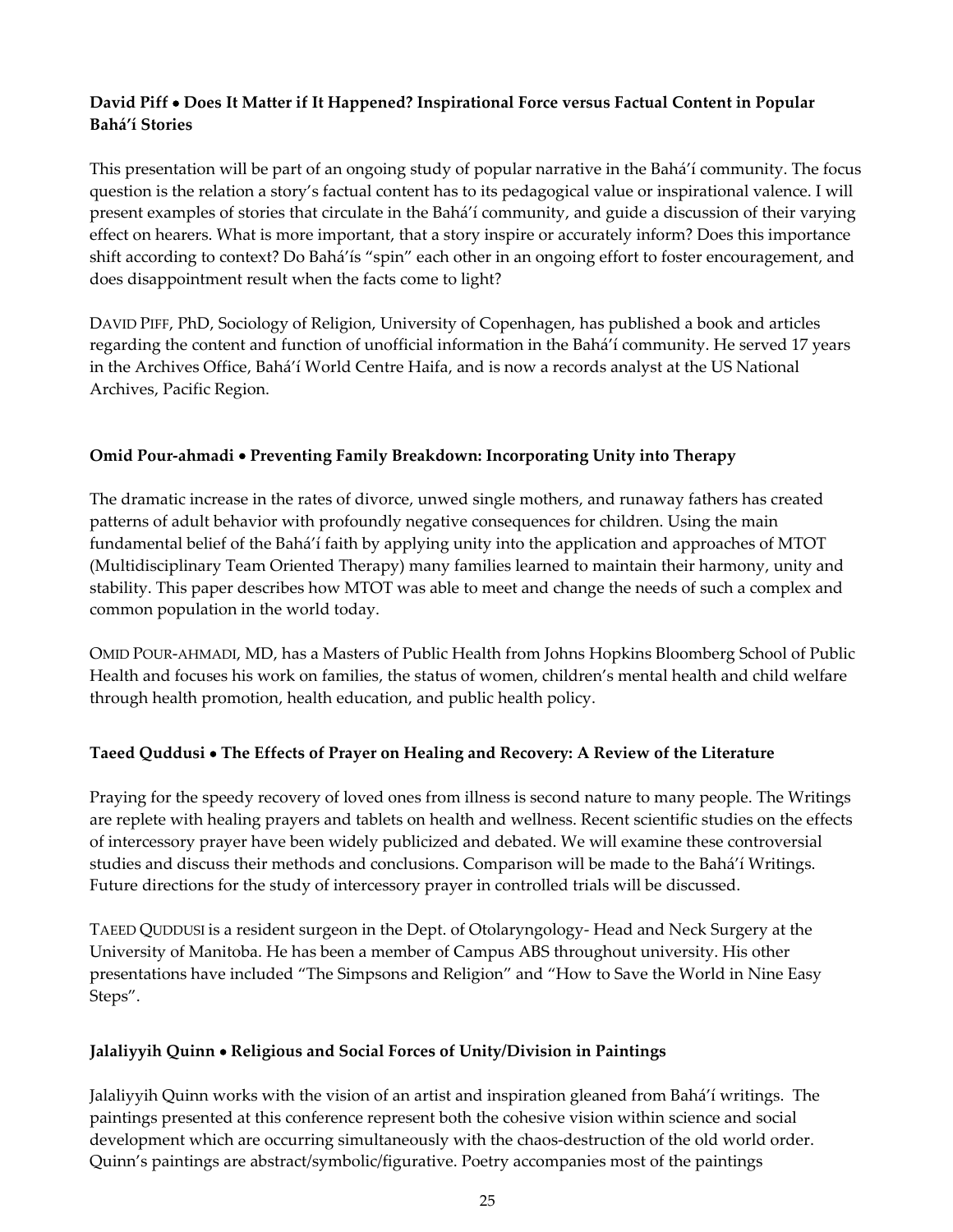**David Piff • Does It Matter if It Happened? Inspirational Force versus Factual Content in Popular Bahá'í Stories**

This presentation will be part of an ongoing study of popular narrative in the Bahá'í community. The focus question is the relation a story's factual content has to its pedagogical value or inspirational valence. I will present examples of stories that circulate in the Bahá'í community, and guide a discussion of their varying effect on hearers. What is more important, that a story inspire or accurately inform? Does this importance shift according to context? Do Bahá'ís "spin" each other in an ongoing effort to foster encouragement, and does disappointment result when the facts come to light?

DAVID PIFF, PhD, Sociology of Religion, University of Copenhagen, has published a book and articles regarding the content and function of unofficial information in the Bahá'í community. He served 17 years in the Archives Office, Bahá'í World Centre Haifa, and is now a records analyst at the US National Archives, Pacific Region.

**Omid Pour-ahmadi • Preventing Family Breakdown: Incorporating Unity into Therapy**

The dramatic increase in the rates of divorce, unwed single mothers, and runaway fathers has created patterns of adult behavior with profoundly negative consequences for children. Using the main fundamental belief of the Bahá'í faith by applying unity into the application and approaches of MTOT (Multidisciplinary Team Oriented Therapy) many families learned to maintain their harmony, unity and stability. This paper describes how MTOT was able to meet and change the needs of such a complex and common population in the world today.

OMID POUR-AHMADI, MD, has a Masters of Public Health from Johns Hopkins Bloomberg School of Public Health and focuses his work on families, the status of women, children's mental health and child welfare through health promotion, health education, and public health policy.

**Taeed Quddusi • The Effects of Prayer on Healing and Recovery: A Review of the Literature**

Praying for the speedy recovery of loved ones from illness is second nature to many people. The Writings are replete with healing prayers and tablets on health and wellness. Recent scientific studies on the effects of intercessory prayer have been widely publicized and debated. We will examine these controversial studies and discuss their methods and conclusions. Comparison will be made to the Bahá'í Writings. Future directions for the study of intercessory prayer in controlled trials will be discussed.

TAEED QUDDUSI is a resident surgeon in the Dept. of Otolaryngology- Head and Neck Surgery at the University of Manitoba. He has been a member of Campus ABS throughout university. His other presentations have included "The Simpsons and Religion" and "How to Save the World in Nine Easy Steps".

**Jalaliyyih Quinn • Religious and Social Forces of Unity/Division in Paintings**

Jalaliyyih Quinn works with the vision of an artist and inspiration gleaned from Bahá'í writings. The paintings presented at this conference represent both the cohesive vision within science and social development which are occurring simultaneously with the chaos-destruction of the old world order. Quinn's paintings are abstract/symbolic/figurative. Poetry accompanies most of the paintings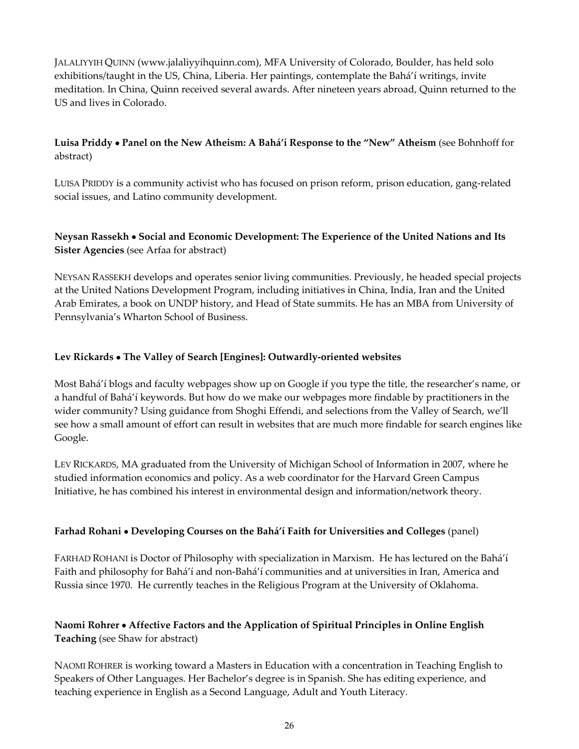JALALIYYIH QUINN (www.jalaliyyihquinn.com), MFA University of Colorado, Boulder, has held solo exhibitions/taught in the US, China, Liberia. Her paintings, contemplate the Bahá'í writings, invite meditation. In China, Quinn received several awards. After nineteen years abroad, Quinn returned to the US and lives in Colorado.

**Luisa Priddy • Panel on the New Atheism: A Bahá'í Response to the "New" Atheism** (see Bohnhoff for abstract)

LUISA PRIDDY is a community activist who has focused on prison reform, prison education, gang-related social issues, and Latino community development.

**Neysan Rassekh • Social and Economic Development: The Experience of the United Nations and Its Sister Agencies** (see Arfaa for abstract)

NEYSAN RASSEKH develops and operates senior living communities. Previously, he headed special projects at the United Nations Development Program, including initiatives in China, India, Iran and the United Arab Emirates, a book on UNDP history, and Head of State summits. He has an MBA from University of Pennsylvania's Wharton School of Business.

**Lev Rickards • The Valley of Search [Engines]: Outwardly-oriented websites**

Most Bahá'í blogs and faculty webpages show up on Google if you type the title, the researcher's name, or a handful of Bahá'í keywords. But how do we make our webpages more findable by practitioners in the wider community? Using guidance from Shoghi Effendi, and selections from the Valley of Search, we'll see how a small amount of effort can result in websites that are much more findable for search engines like Google.

LEV RICKARDS, MA graduated from the University of Michigan School of Information in 2007, where he studied information economics and policy. As a web coordinator for the Harvard Green Campus Initiative, he has combined his interest in environmental design and information/network theory.

**Farhad Rohani • Developing Courses on the Bahá'í Faith for Universities and Colleges** (panel)

FARHAD ROHANI is Doctor of Philosophy with specialization in Marxism. He has lectured on the Bahá'í Faith and philosophy for Bahá'í and non-Bahá'í communities and at universities in Iran, America and Russia since 1970. He currently teaches in the Religious Program at the University of Oklahoma.

**Naomi Rohrer • Affective Factors and the Application of Spiritual Principles in Online English Teaching** (see Shaw for abstract)

NAOMI ROHRER is working toward a Masters in Education with a concentration in Teaching English to Speakers of Other Languages. Her Bachelor's degree is in Spanish. She has editing experience, and teaching experience in English as a Second Language, Adult and Youth Literacy.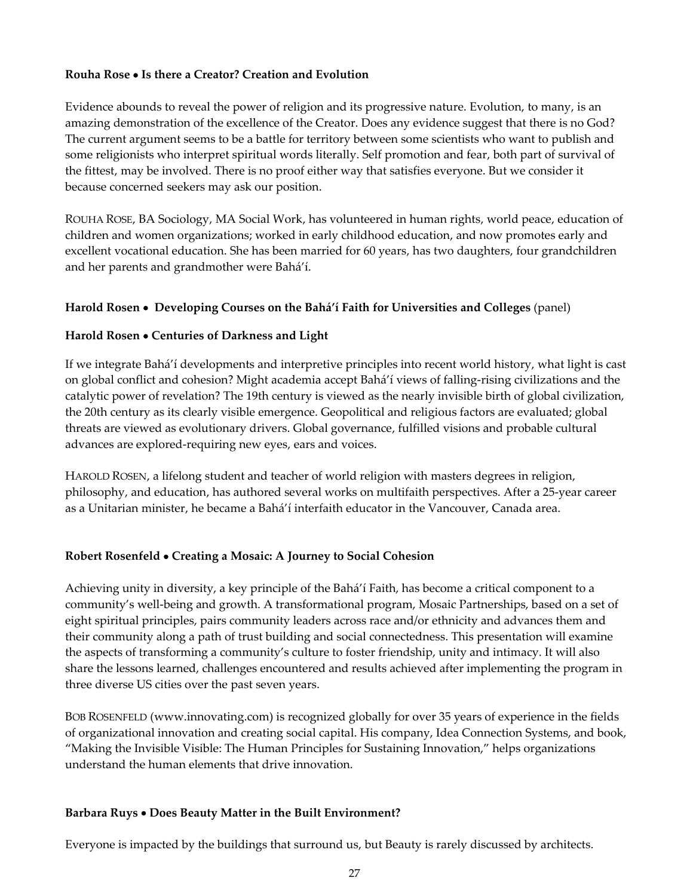**Rouha Rose • Is there a Creator? Creation and Evolution**

Evidence abounds to reveal the power of religion and its progressive nature. Evolution, to many, is an amazing demonstration of the excellence of the Creator. Does any evidence suggest that there is no God? The current argument seems to be a battle for territory between some scientists who want to publish and some religionists who interpret spiritual words literally. Self promotion and fear, both part of survival of the fittest, may be involved. There is no proof either way that satisfies everyone. But we consider it because concerned seekers may ask our position.

ROUHA ROSE, BA Sociology, MA Social Work, has volunteered in human rights, world peace, education of children and women organizations; worked in early childhood education, and now promotes early and excellent vocational education. She has been married for 60 years, has two daughters, four grandchildren and her parents and grandmother were Bahá'í.

**Harold Rosen • Developing Courses on the Bahá'í Faith for Universities and Colleges** (panel)

**Harold Rosen • Centuries of Darkness and Light**

If we integrate Bahá'í developments and interpretive principles into recent world history, what light is cast on global conflict and cohesion? Might academia accept Bahá'í views of falling-rising civilizations and the catalytic power of revelation? The 19th century is viewed as the nearly invisible birth of global civilization, the 20th century as its clearly visible emergence. Geopolitical and religious factors are evaluated; global threats are viewed as evolutionary drivers. Global governance, fulfilled visions and probable cultural advances are explored-requiring new eyes, ears and voices.

HAROLD ROSEN, a lifelong student and teacher of world religion with masters degrees in religion, philosophy, and education, has authored several works on multifaith perspectives. After a 25-year career as a Unitarian minister, he became a Bahá'í interfaith educator in the Vancouver, Canada area.

**Robert Rosenfeld • Creating a Mosaic: A Journey to Social Cohesion**

Achieving unity in diversity, a key principle of the Bahá'í Faith, has become a critical component to a community's well-being and growth. A transformational program, Mosaic Partnerships, based on a set of eight spiritual principles, pairs community leaders across race and/or ethnicity and advances them and their community along a path of trust building and social connectedness. This presentation will examine the aspects of transforming a community's culture to foster friendship, unity and intimacy. It will also share the lessons learned, challenges encountered and results achieved after implementing the program in three diverse US cities over the past seven years.

BOB ROSENFELD (www.innovating.com) is recognized globally for over 35 years of experience in the fields of organizational innovation and creating social capital. His company, Idea Connection Systems, and book, "Making the Invisible Visible: The Human Principles for Sustaining Innovation," helps organizations understand the human elements that drive innovation.

**Barbara Ruys • Does Beauty Matter in the Built Environment?**

Everyone is impacted by the buildings that surround us, but Beauty is rarely discussed by architects.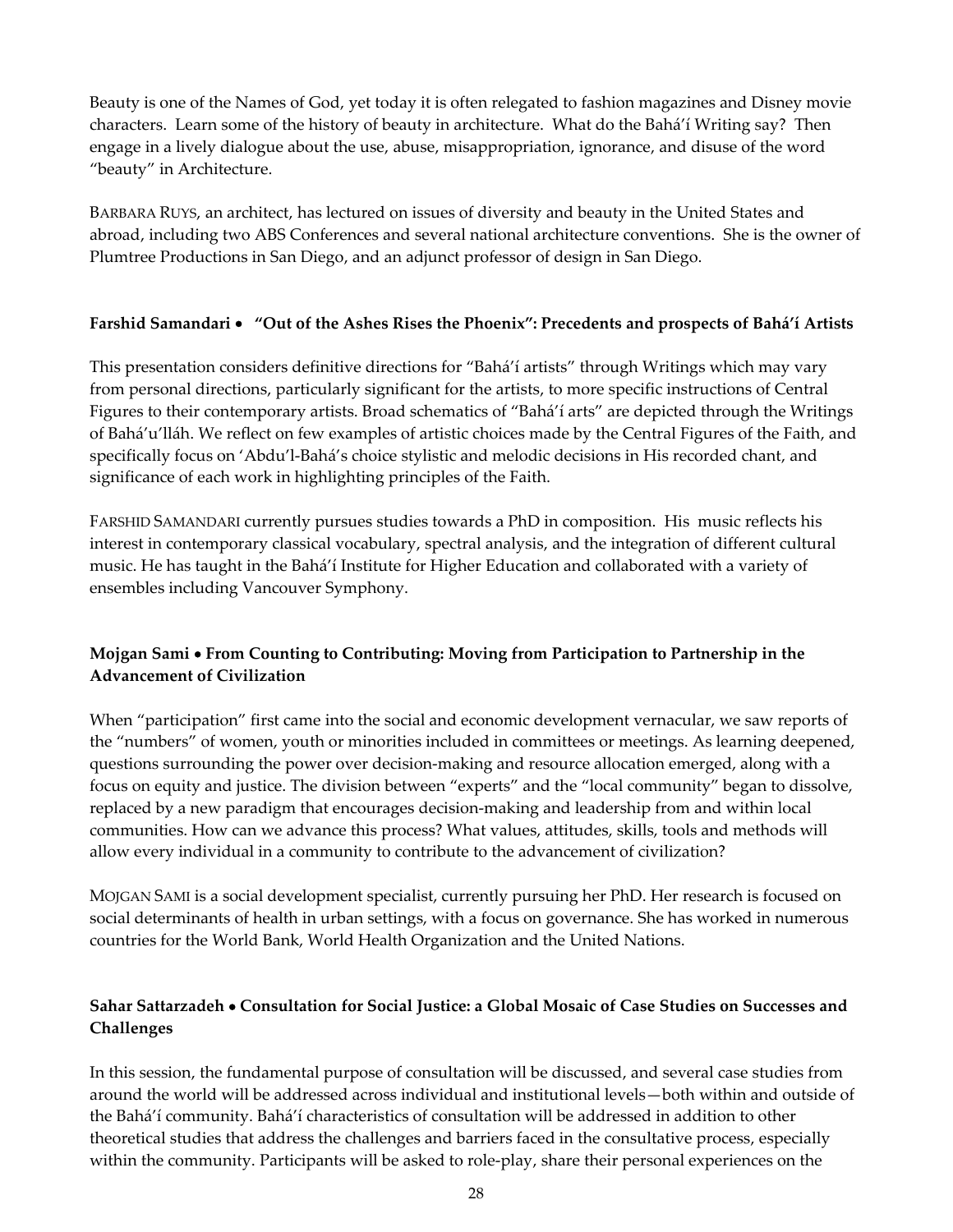Beauty is one of the Names of God, yet today it is often relegated to fashion magazines and Disney movie characters. Learn some of the history of beauty in architecture. What do the Bahá'í Writing say? Then engage in a lively dialogue about the use, abuse, misappropriation, ignorance, and disuse of the word "beauty" in Architecture.

BARBARA RUYS, an architect, has lectured on issues of diversity and beauty in the United States and abroad, including two ABS Conferences and several national architecture conventions. She is the owner of Plumtree Productions in San Diego, and an adjunct professor of design in San Diego.

**Farshid Samandari • "Out of the Ashes Rises the Phoenix": Precedents and prospects of Bahá'í Artists**

This presentation considers definitive directions for "Bahá'í artists" through Writings which may vary from personal directions, particularly significant for the artists, to more specific instructions of Central Figures to their contemporary artists. Broad schematics of "Bahá'í arts" are depicted through the Writings of Bahá'u'lláh. We reflect on few examples of artistic choices made by the Central Figures of the Faith, and specifically focus on 'Abdu'l-Bahá's choice stylistic and melodic decisions in His recorded chant, and significance of each work in highlighting principles of the Faith.

FARSHID SAMANDARI currently pursues studies towards a PhD in composition. His music reflects his interest in contemporary classical vocabulary, spectral analysis, and the integration of different cultural music. He has taught in the Bahá'í Institute for Higher Education and collaborated with a variety of ensembles including Vancouver Symphony.

**Mojgan Sami • From Counting to Contributing: Moving from Participation to Partnership in the Advancement of Civilization**

When "participation" first came into the social and economic development vernacular, we saw reports of the "numbers" of women, youth or minorities included in committees or meetings. As learning deepened, questions surrounding the power over decision-making and resource allocation emerged, along with a focus on equity and justice. The division between "experts" and the "local community" began to dissolve, replaced by a new paradigm that encourages decision-making and leadership from and within local communities. How can we advance this process? What values, attitudes, skills, tools and methods will allow every individual in a community to contribute to the advancement of civilization?

MOJGAN SAMI is a social development specialist, currently pursuing her PhD. Her research is focused on social determinants of health in urban settings, with a focus on governance. She has worked in numerous countries for the World Bank, World Health Organization and the United Nations.

**Sahar Sattarzadeh • Consultation for Social Justice: a Global Mosaic of Case Studies on Successes and Challenges**

In this session, the fundamental purpose of consultation will be discussed, and several case studies from around the world will be addressed across individual and institutional levels—both within and outside of the Bahá'í community. Bahá'í characteristics of consultation will be addressed in addition to other theoretical studies that address the challenges and barriers faced in the consultative process, especially within the community. Participants will be asked to role-play, share their personal experiences on the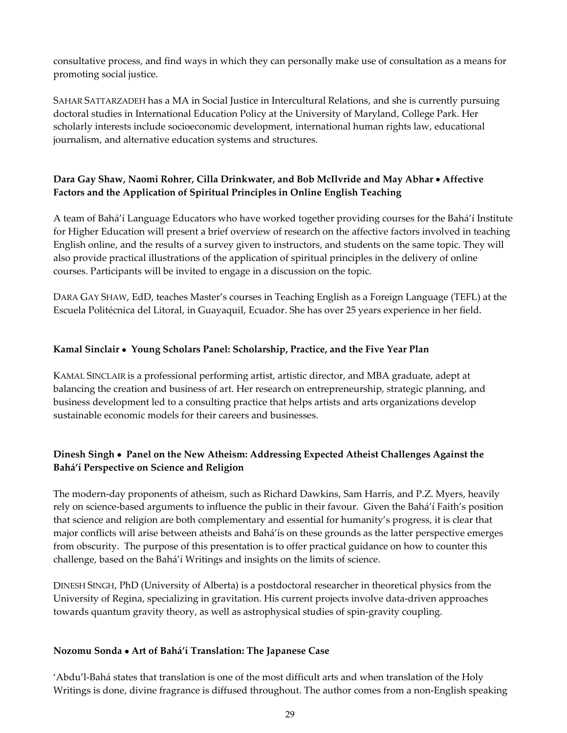consultative process, and find ways in which they can personally make use of consultation as a means for promoting social justice.

SAHAR SATTARZADEH has a MA in Social Justice in Intercultural Relations, and she is currently pursuing doctoral studies in International Education Policy at the University of Maryland, College Park. Her scholarly interests include socioeconomic development, international human rights law, educational journalism, and alternative education systems and structures.

**Dara Gay Shaw, Naomi Rohrer, Cilla Drinkwater, and Bob McIlvride and May Abhar • Affective Factors and the Application of Spiritual Principles in Online English Teaching**

A team of Bahá'í Language Educators who have worked together providing courses for the Bahá'í Institute for Higher Education will present a brief overview of research on the affective factors involved in teaching English online, and the results of a survey given to instructors, and students on the same topic. They will also provide practical illustrations of the application of spiritual principles in the delivery of online courses. Participants will be invited to engage in a discussion on the topic.

DARA GAY SHAW, EdD, teaches Master's courses in Teaching English as a Foreign Language (TEFL) at the Escuela Politécnica del Litoral, in Guayaquil, Ecuador. She has over 25 years experience in her field.

**Kamal Sinclair • Young Scholars Panel: Scholarship, Practice, and the Five Year Plan**

KAMAL SINCLAIR is a professional performing artist, artistic director, and MBA graduate, adept at balancing the creation and business of art. Her research on entrepreneurship, strategic planning, and business development led to a consulting practice that helps artists and arts organizations develop sustainable economic models for their careers and businesses.

**Dinesh Singh • Panel on the New Atheism: Addressing Expected Atheist Challenges Against the Bahá'í Perspective on Science and Religion**

The modern-day proponents of atheism, such as Richard Dawkins, Sam Harris, and P.Z. Myers, heavily rely on science-based arguments to influence the public in their favour. Given the Bahá'í Faith's position that science and religion are both complementary and essential for humanity's progress, it is clear that major conflicts will arise between atheists and Bahá'ís on these grounds as the latter perspective emerges from obscurity. The purpose of this presentation is to offer practical guidance on how to counter this challenge, based on the Bahá'í Writings and insights on the limits of science.

DINESH SINGH, PhD (University of Alberta) is a postdoctoral researcher in theoretical physics from the University of Regina, specializing in gravitation. His current projects involve data-driven approaches towards quantum gravity theory, as well as astrophysical studies of spin-gravity coupling.

**Nozomu Sonda • Art of Bahá'í Translation: The Japanese Case**

'Abdu'l-Bahá states that translation is one of the most difficult arts and when translation of the Holy Writings is done, divine fragrance is diffused throughout. The author comes from a non-English speaking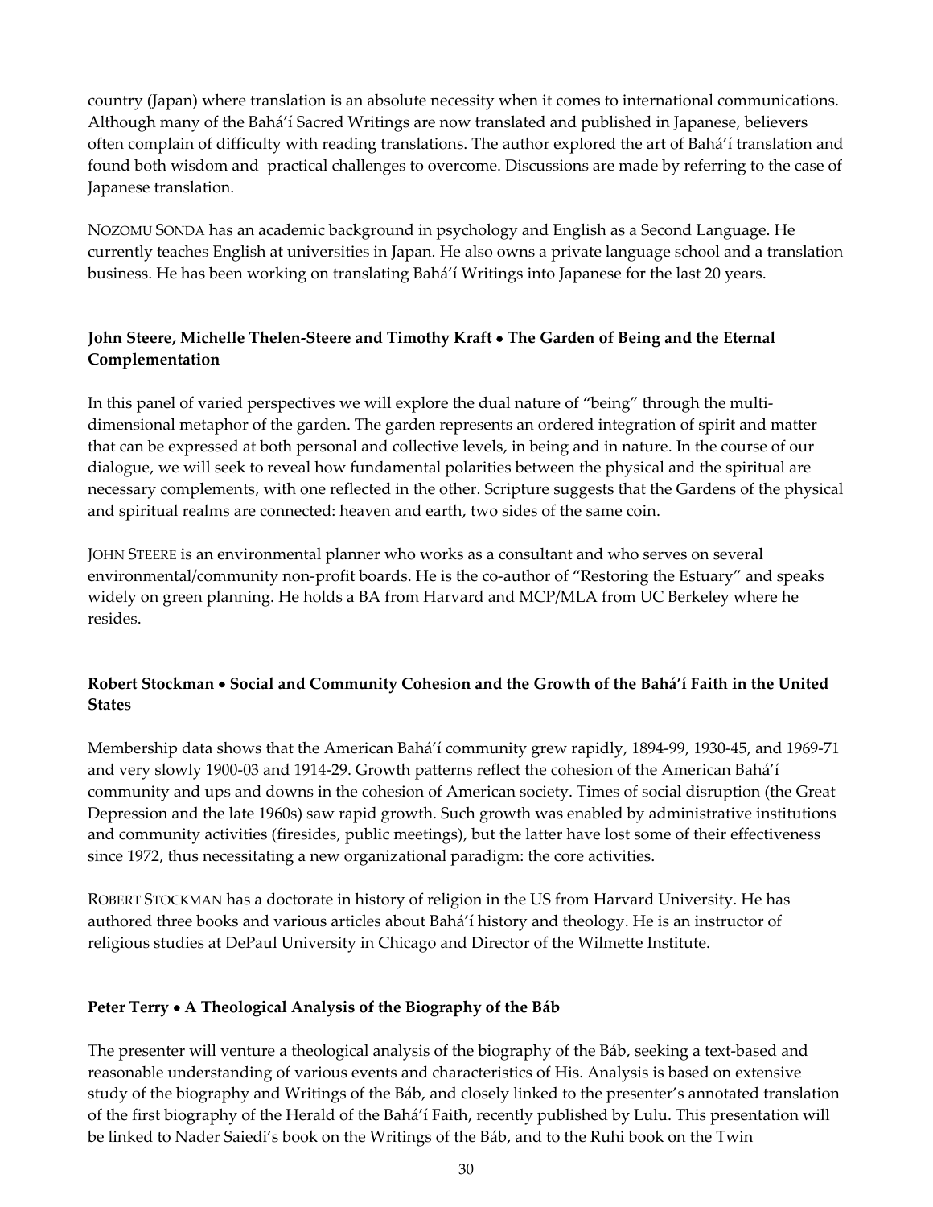country (Japan) where translation is an absolute necessity when it comes to international communications. Although many of the Bahá'í Sacred Writings are now translated and published in Japanese, believers often complain of difficulty with reading translations. The author explored the art of Bahá'í translation and found both wisdom and practical challenges to overcome. Discussions are made by referring to the case of Japanese translation.

NOZOMU SONDA has an academic background in psychology and English as a Second Language. He currently teaches English at universities in Japan. He also owns a private language school and a translation business. He has been working on translating Bahá'í Writings into Japanese for the last 20 years.

**John Steere, Michelle Thelen-Steere and Timothy Kraft • The Garden of Being and the Eternal Complementation**

In this panel of varied perspectives we will explore the dual nature of "being" through the multi-dimensional metaphor of the garden. The garden represents an ordered integration of spirit and matter that can be expressed at both personal and collective levels, in being and in nature. In the course of our dialogue, we will seek to reveal how fundamental polarities between the physical and the spiritual are necessary complements, with one reflected in the other. Scripture suggests that the Gardens of the physical and spiritual realms are connected: heaven and earth, two sides of the same coin.

JOHN STEERE is an environmental planner who works as a consultant and who serves on several environmental/community non-profit boards. He is the co-author of "Restoring the Estuary" and speaks widely on green planning. He holds a BA from Harvard and MCP/MLA from UC Berkeley where he resides.

**Robert Stockman • Social and Community Cohesion and the Growth of the Bahá'í Faith in the United States**

Membership data shows that the American Bahá'í community grew rapidly, 1894-99, 1930-45, and 1969-71 and very slowly 1900-03 and 1914-29. Growth patterns reflect the cohesion of the American Bahá'í community and ups and downs in the cohesion of American society. Times of social disruption (the Great Depression and the late 1960s) saw rapid growth. Such growth was enabled by administrative institutions and community activities (firesides, public meetings), but the latter have lost some of their effectiveness since 1972, thus necessitating a new organizational paradigm: the core activities.

ROBERT STOCKMAN has a doctorate in history of religion in the US from Harvard University. He has authored three books and various articles about Bahá'í history and theology. He is an instructor of religious studies at DePaul University in Chicago and Director of the Wilmette Institute.

**Peter Terry • A Theological Analysis of the Biography of the Báb**

The presenter will venture a theological analysis of the biography of the Báb, seeking a text-based and reasonable understanding of various events and characteristics of His. Analysis is based on extensive study of the biography and Writings of the Báb, and closely linked to the presenter's annotated translation of the first biography of the Herald of the Bahá'í Faith, recently published by Lulu. This presentation will be linked to Nader Saiedi's book on the Writings of the Báb, and to the Ruhi book on the Twin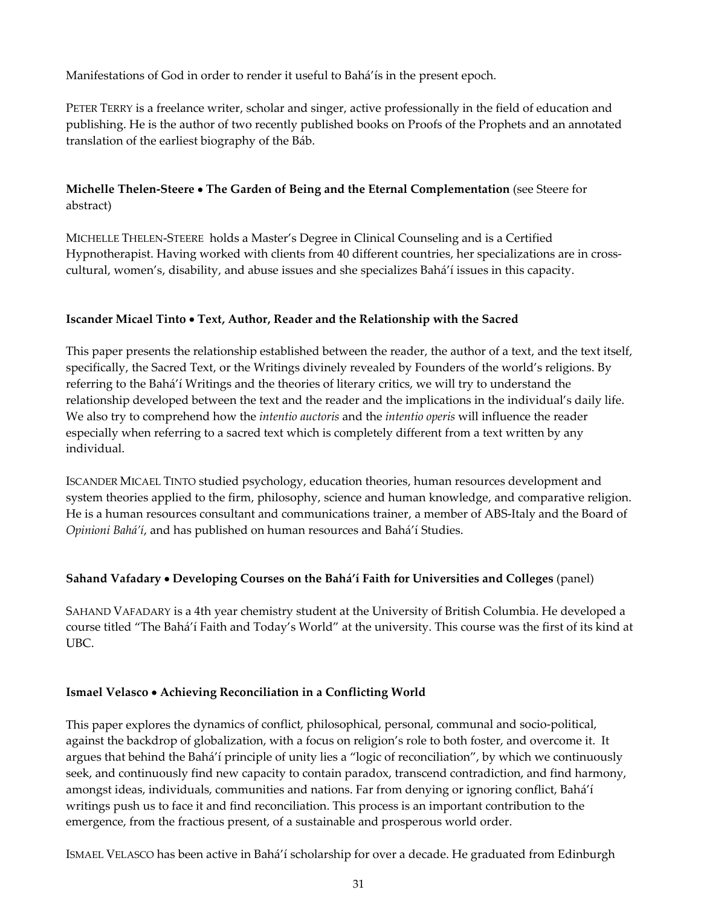Manifestations of God in order to render it useful to Bahá'ís in the present epoch.

PETER TERRY is a freelance writer, scholar and singer, active professionally in the field of education and publishing. He is the author of two recently published books on Proofs of the Prophets and an annotated translation of the earliest biography of the Báb.

**Michelle Thelen-Steere • The Garden of Being and the Eternal Complementation** (see Steere for abstract)

MICHELLE THELEN-STEERE holds a Master's Degree in Clinical Counseling and is a Certified Hypnotherapist. Having worked with clients from 40 different countries, her specializations are in cross-cultural, women's, disability, and abuse issues and she specializes Bahá'í issues in this capacity.

**Iscander Micael Tinto • Text, Author, Reader and the Relationship with the Sacred**

This paper presents the relationship established between the reader, the author of a text, and the text itself, specifically, the Sacred Text, or the Writings divinely revealed by Founders of the world's religions. By referring to the Bahá'í Writings and the theories of literary critics, we will try to understand the relationship developed between the text and the reader and the implications in the individual's daily life. We also try to comprehend how the *intentio auctoris* and the *intentio operis* will influence the reader especially when referring to a sacred text which is completely different from a text written by any individual.

ISCANDER MICAEL TINTO studied psychology, education theories, human resources development and system theories applied to the firm, philosophy, science and human knowledge, and comparative religion. He is a human resources consultant and communications trainer, a member of ABS-Italy and the Board of *Opinioni Bahá'í*, and has published on human resources and Bahá'í Studies.

**Sahand Vafadary • Developing Courses on the Bahá'í Faith for Universities and Colleges** (panel)

SAHAND VAFADARY is a 4th year chemistry student at the University of British Columbia. He developed a course titled "The Bahá'í Faith and Today's World" at the university. This course was the first of its kind at UBC.

**Ismael Velasco • Achieving Reconciliation in a Conflicting World**

This paper explores the dynamics of conflict, philosophical, personal, communal and socio-political, against the backdrop of globalization, with a focus on religion's role to both foster, and overcome it. It argues that behind the Bahá'í principle of unity lies a "logic of reconciliation", by which we continuously seek, and continuously find new capacity to contain paradox, transcend contradiction, and find harmony, amongst ideas, individuals, communities and nations. Far from denying or ignoring conflict, Bahá'í writings push us to face it and find reconciliation. This process is an important contribution to the emergence, from the fractious present, of a sustainable and prosperous world order.

ISMAEL VELASCO has been active in Bahá'í scholarship for over a decade. He graduated from Edinburgh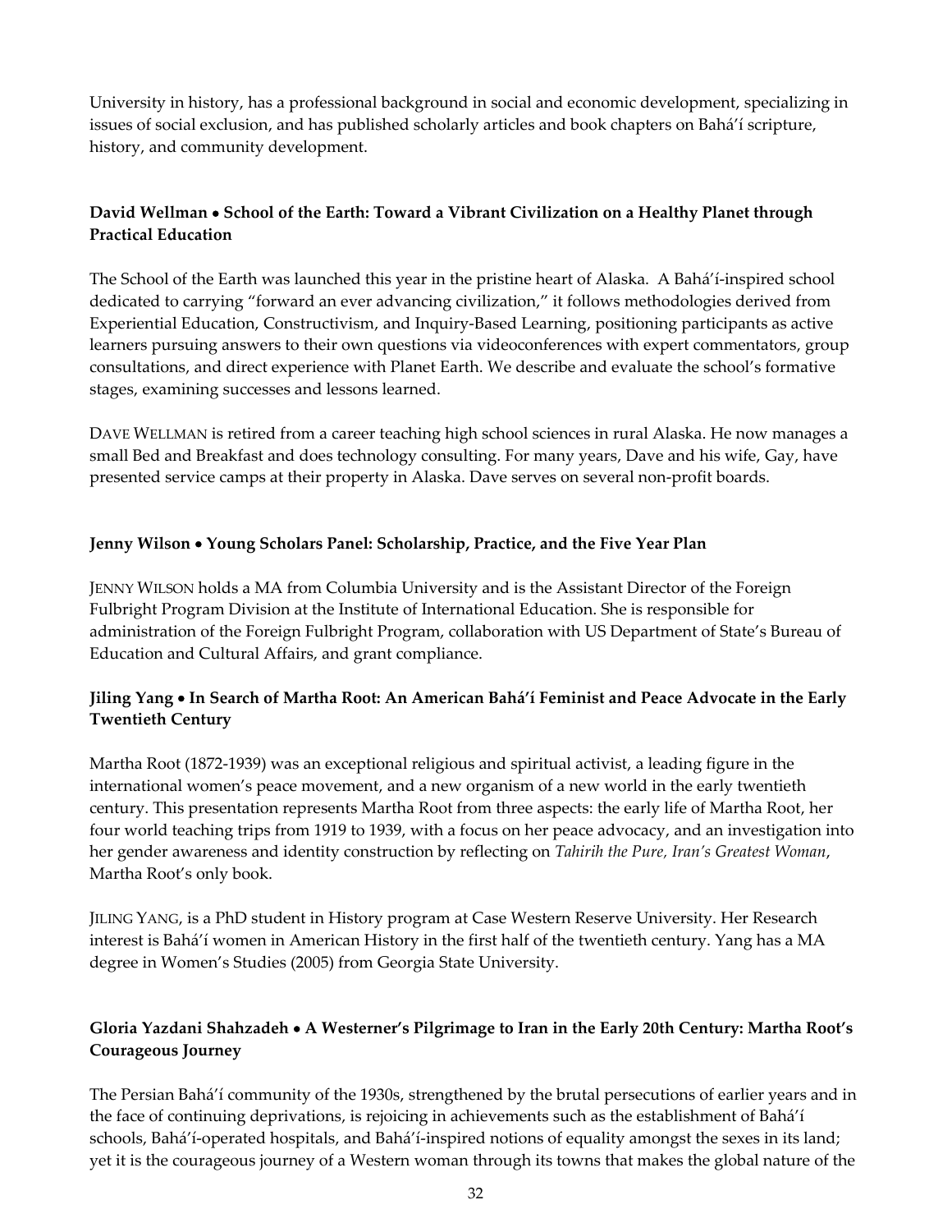University in history, has a professional background in social and economic development, specializing in issues of social exclusion, and has published scholarly articles and book chapters on Bahá'í scripture, history, and community development.

**David Wellman • School of the Earth: Toward a Vibrant Civilization on a Healthy Planet through Practical Education**

The School of the Earth was launched this year in the pristine heart of Alaska. A Bahá'í-inspired school dedicated to carrying "forward an ever advancing civilization," it follows methodologies derived from Experiential Education, Constructivism, and Inquiry-Based Learning, positioning participants as active learners pursuing answers to their own questions via videoconferences with expert commentators, group consultations, and direct experience with Planet Earth. We describe and evaluate the school's formative stages, examining successes and lessons learned.

DAVE WELLMAN is retired from a career teaching high school sciences in rural Alaska. He now manages a small Bed and Breakfast and does technology consulting. For many years, Dave and his wife, Gay, have presented service camps at their property in Alaska. Dave serves on several non-profit boards.

**Jenny Wilson • Young Scholars Panel: Scholarship, Practice, and the Five Year Plan**

JENNY WILSON holds a MA from Columbia University and is the Assistant Director of the Foreign Fulbright Program Division at the Institute of International Education. She is responsible for administration of the Foreign Fulbright Program, collaboration with US Department of State's Bureau of Education and Cultural Affairs, and grant compliance.

**Jiling Yang • In Search of Martha Root: An American Bahá'í Feminist and Peace Advocate in the Early Twentieth Century**

Martha Root (1872-1939) was an exceptional religious and spiritual activist, a leading figure in the international women's peace movement, and a new organism of a new world in the early twentieth century. This presentation represents Martha Root from three aspects: the early life of Martha Root, her four world teaching trips from 1919 to 1939, with a focus on her peace advocacy, and an investigation into her gender awareness and identity construction by reflecting on *Tahirih the Pure, Iran's Greatest Woman*, Martha Root's only book.

JILING YANG, is a PhD student in History program at Case Western Reserve University. Her Research interest is Bahá'í women in American History in the first half of the twentieth century. Yang has a MA degree in Women's Studies (2005) from Georgia State University.

**Gloria Yazdani Shahzadeh • A Westerner's Pilgrimage to Iran in the Early 20th Century: Martha Root's Courageous Journey**

The Persian Bahá'í community of the 1930s, strengthened by the brutal persecutions of earlier years and in the face of continuing deprivations, is rejoicing in achievements such as the establishment of Bahá'í schools, Bahá'í-operated hospitals, and Bahá'í-inspired notions of equality amongst the sexes in its land; yet it is the courageous journey of a Western woman through its towns that makes the global nature of the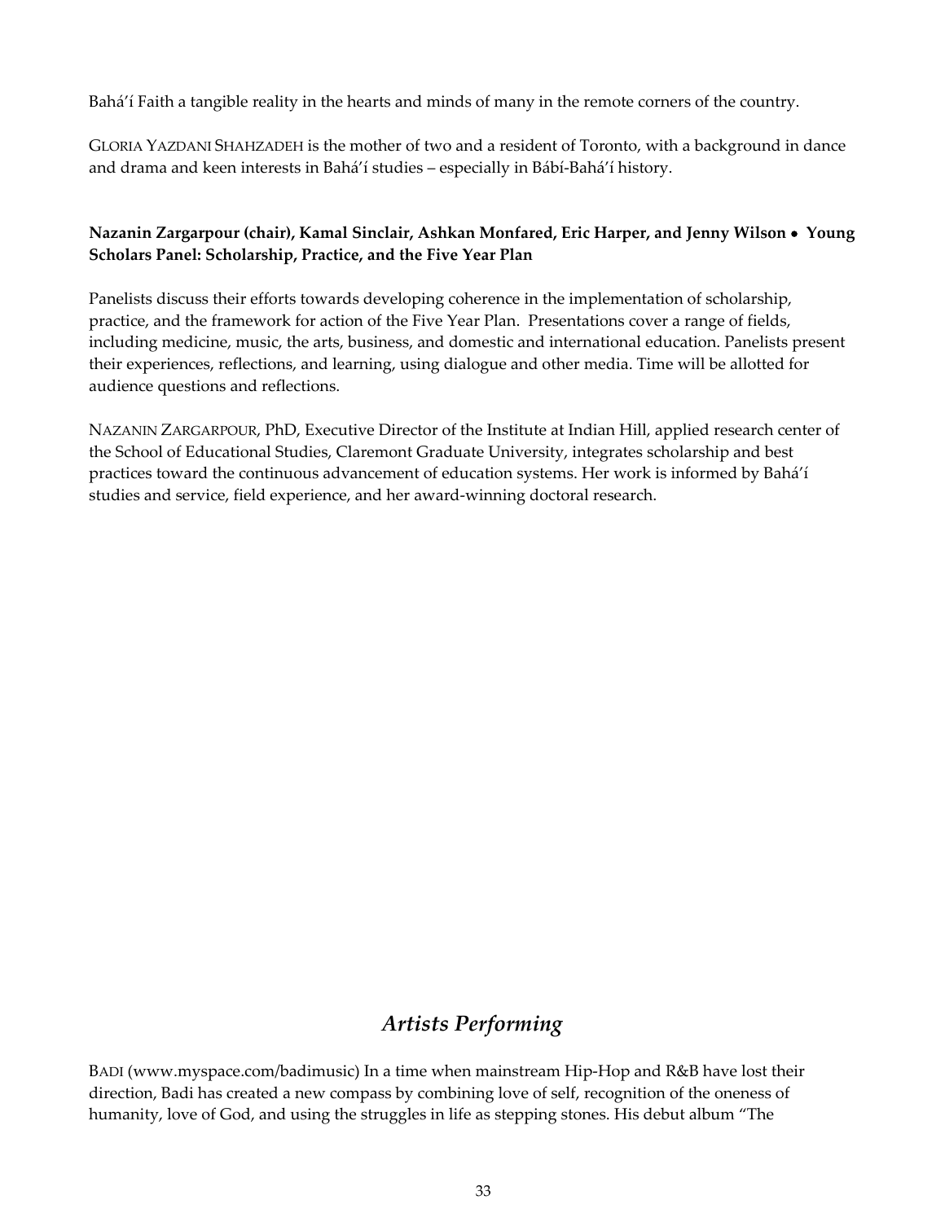Bahá'í Faith a tangible reality in the hearts and minds of many in the remote corners of the country.

GLORIA YAZDANI SHAHZADEH is the mother of two and a resident of Toronto, with a background in dance and drama and keen interests in Bahá'í studies – especially in Bábí-Bahá'í history.

**Nazanin Zargarpour (chair), Kamal Sinclair, Ashkan Monfared, Eric Harper, and Jenny Wilson • Young Scholars Panel: Scholarship, Practice, and the Five Year Plan**

Panelists discuss their efforts towards developing coherence in the implementation of scholarship, practice, and the framework for action of the Five Year Plan. Presentations cover a range of fields, including medicine, music, the arts, business, and domestic and international education. Panelists present their experiences, reflections, and learning, using dialogue and other media. Time will be allotted for audience questions and reflections.

NAZANIN ZARGARPOUR, PhD, Executive Director of the Institute at Indian Hill, applied research center of the School of Educational Studies, Claremont Graduate University, integrates scholarship and best practices toward the continuous advancement of education systems. Her work is informed by Bahá'í studies and service, field experience, and her award-winning doctoral research.

## *Artists Performing*

BADI (www.myspace.com/badimusic) In a time when mainstream Hip-Hop and R&B have lost their direction, Badi has created a new compass by combining love of self, recognition of the oneness of humanity, love of God, and using the struggles in life as stepping stones. His debut album "The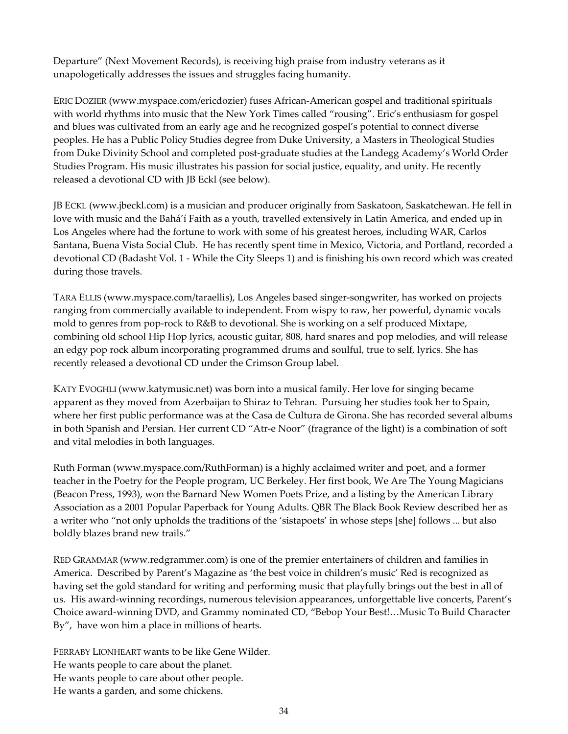Departure" (Next Movement Records), is receiving high praise from industry veterans as it unapologetically addresses the issues and struggles facing humanity.

ERIC DOZIER (www.myspace.com/ericdozier) fuses African-American gospel and traditional spirituals with world rhythms into music that the New York Times called "rousing". Eric's enthusiasm for gospel and blues was cultivated from an early age and he recognized gospel's potential to connect diverse peoples. He has a Public Policy Studies degree from Duke University, a Masters in Theological Studies from Duke Divinity School and completed post-graduate studies at the Landegg Academy's World Order Studies Program. His music illustrates his passion for social justice, equality, and unity. He recently released a devotional CD with JB Eckl (see below).

JB ECKL (www.jbeckl.com) is a musician and producer originally from Saskatoon, Saskatchewan. He fell in love with music and the Bahá'í Faith as a youth, travelled extensively in Latin America, and ended up in Los Angeles where had the fortune to work with some of his greatest heroes, including WAR, Carlos Santana, Buena Vista Social Club. He has recently spent time in Mexico, Victoria, and Portland, recorded a devotional CD (Badasht Vol. 1 - While the City Sleeps 1) and is finishing his own record which was created during those travels.

TARA ELLIS (www.myspace.com/taraellis), Los Angeles based singer-songwriter, has worked on projects ranging from commercially available to independent. From wispy to raw, her powerful, dynamic vocals mold to genres from pop-rock to R&B to devotional. She is working on a self produced Mixtape, combining old school Hip Hop lyrics, acoustic guitar, 808, hard snares and pop melodies, and will release an edgy pop rock album incorporating programmed drums and soulful, true to self, lyrics. She has recently released a devotional CD under the Crimson Group label.

KATY EVOGHLI (www.katymusic.net) was born into a musical family. Her love for singing became apparent as they moved from Azerbaijan to Shiraz to Tehran. Pursuing her studies took her to Spain, where her first public performance was at the Casa de Cultura de Girona. She has recorded several albums in both Spanish and Persian. Her current CD "Atr-e Noor" (fragrance of the light) is a combination of soft and vital melodies in both languages.

Ruth Forman (www.myspace.com/RuthForman) is a highly acclaimed writer and poet, and a former teacher in the Poetry for the People program, UC Berkeley. Her first book, We Are The Young Magicians (Beacon Press, 1993), won the Barnard New Women Poets Prize, and a listing by the American Library Association as a 2001 Popular Paperback for Young Adults. QBR The Black Book Review described her as a writer who "not only upholds the traditions of the 'sistapoets' in whose steps [she] follows ... but also boldly blazes brand new trails."

RED GRAMMAR (www.redgrammer.com) is one of the premier entertainers of children and families in America. Described by Parent's Magazine as 'the best voice in children's music' Red is recognized as having set the gold standard for writing and performing music that playfully brings out the best in all of us. His award-winning recordings, numerous television appearances, unforgettable live concerts, Parent's Choice award-winning DVD, and Grammy nominated CD, "Bebop Your Best!…Music To Build Character By", have won him a place in millions of hearts.

FERRABY LIONHEART wants to be like Gene Wilder.
He wants people to care about the planet.
He wants people to care about other people.
He wants a garden, and some chickens.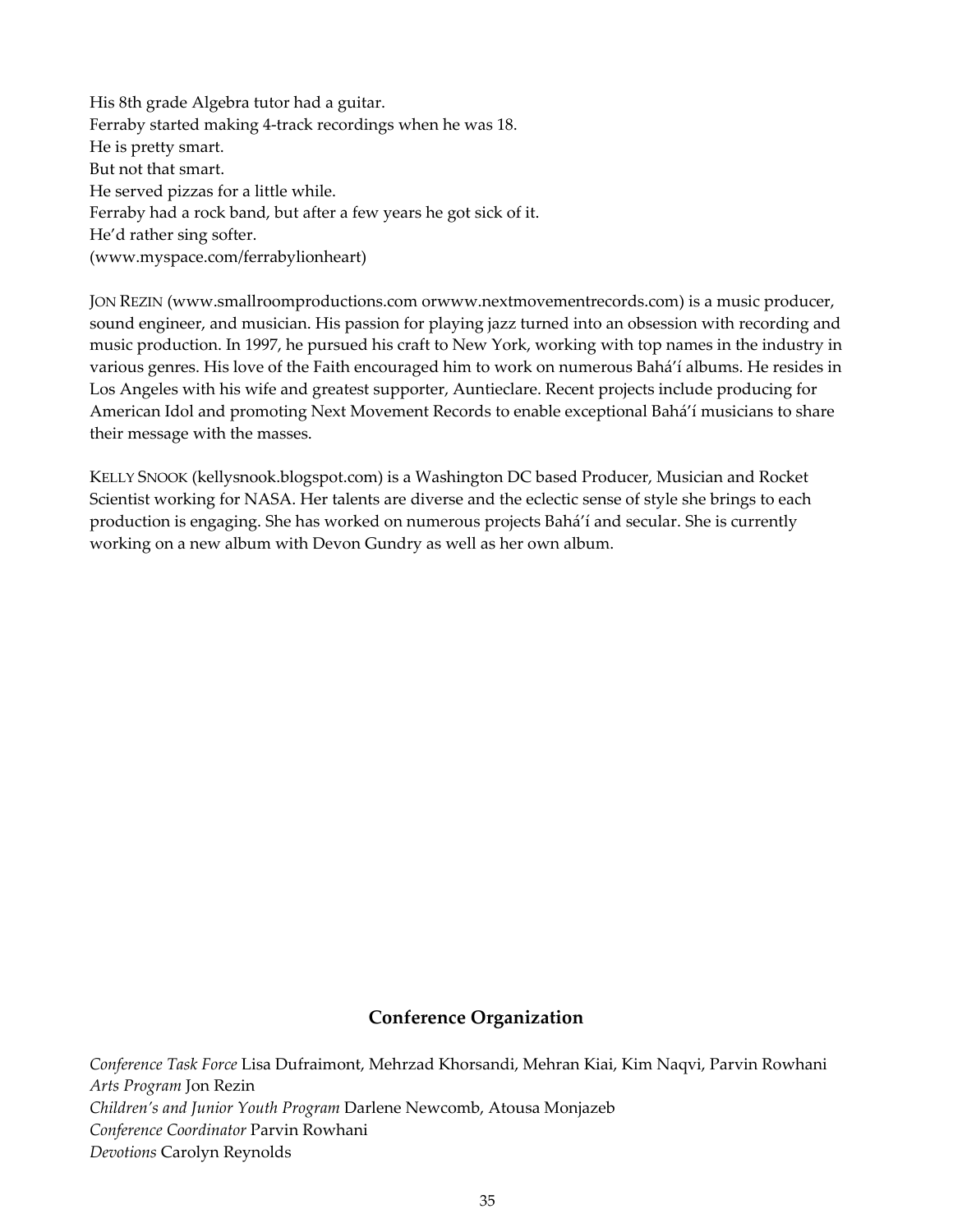His 8th grade Algebra tutor had a guitar.
Ferraby started making 4-track recordings when he was 18.
He is pretty smart.
But not that smart.
He served pizzas for a little while.
Ferraby had a rock band, but after a few years he got sick of it.
He'd rather sing softer.
(www.myspace.com/ferrabylionheart)

JON REZIN (www.smallroomproductions.com orwww.nextmovementrecords.com) is a music producer, sound engineer, and musician. His passion for playing jazz turned into an obsession with recording and music production. In 1997, he pursued his craft to New York, working with top names in the industry in various genres. His love of the Faith encouraged him to work on numerous Bahá'í albums. He resides in Los Angeles with his wife and greatest supporter, Auntieclare. Recent projects include producing for American Idol and promoting Next Movement Records to enable exceptional Bahá'í musicians to share their message with the masses.

KELLY SNOOK (kellysnook.blogspot.com) is a Washington DC based Producer, Musician and Rocket Scientist working for NASA. Her talents are diverse and the eclectic sense of style she brings to each production is engaging. She has worked on numerous projects Bahá'í and secular. She is currently working on a new album with Devon Gundry as well as her own album.

## Conference Organization

*Conference Task Force* Lisa Dufraimont, Mehrzad Khorsandi, Mehran Kiai, Kim Naqvi, Parvin Rowhani
*Arts Program* Jon Rezin
*Children's and Junior Youth Program* Darlene Newcomb, Atousa Monjazeb
*Conference Coordinator* Parvin Rowhani
*Devotions* Carolyn Reynolds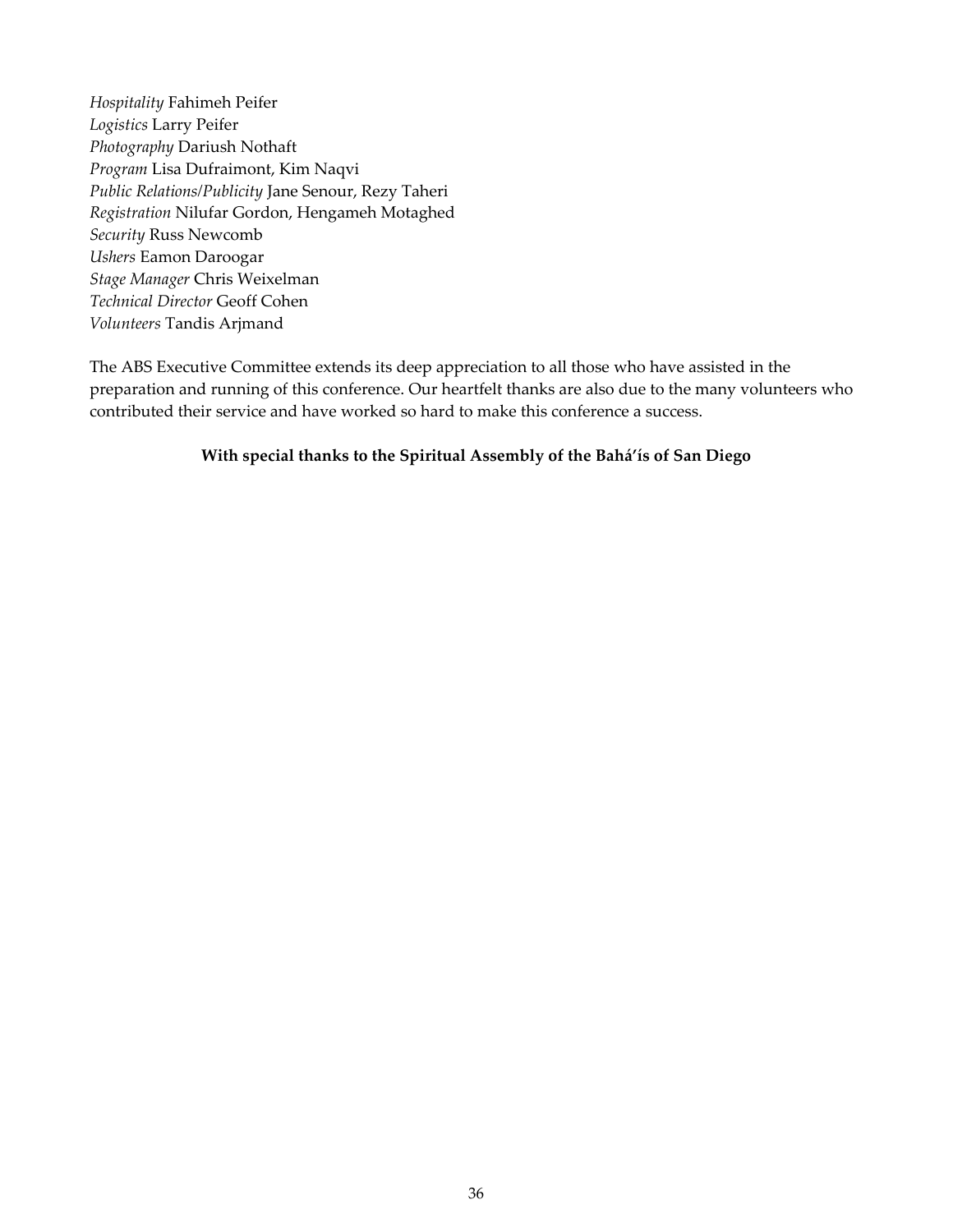*Hospitality* Fahimeh Peifer  
*Logistics* Larry Peifer  
*Photography* Dariush Nothaft  
*Program* Lisa Dufraimont, Kim Naqvi  
*Public Relations/Publicity* Jane Senour, Rezy Taheri  
*Registration* Nilufar Gordon, Hengameh Motaghed  
*Security* Russ Newcomb  
*Ushers* Eamon Daroogar  
*Stage Manager* Chris Weixelman  
*Technical Director* Geoff Cohen  
*Volunteers* Tandis Arjmand

The ABS Executive Committee extends its deep appreciation to all those who have assisted in the preparation and running of this conference. Our heartfelt thanks are also due to the many volunteers who contributed their service and have worked so hard to make this conference a success.

**With special thanks to the Spiritual Assembly of the Bahá'ís of San Diego**